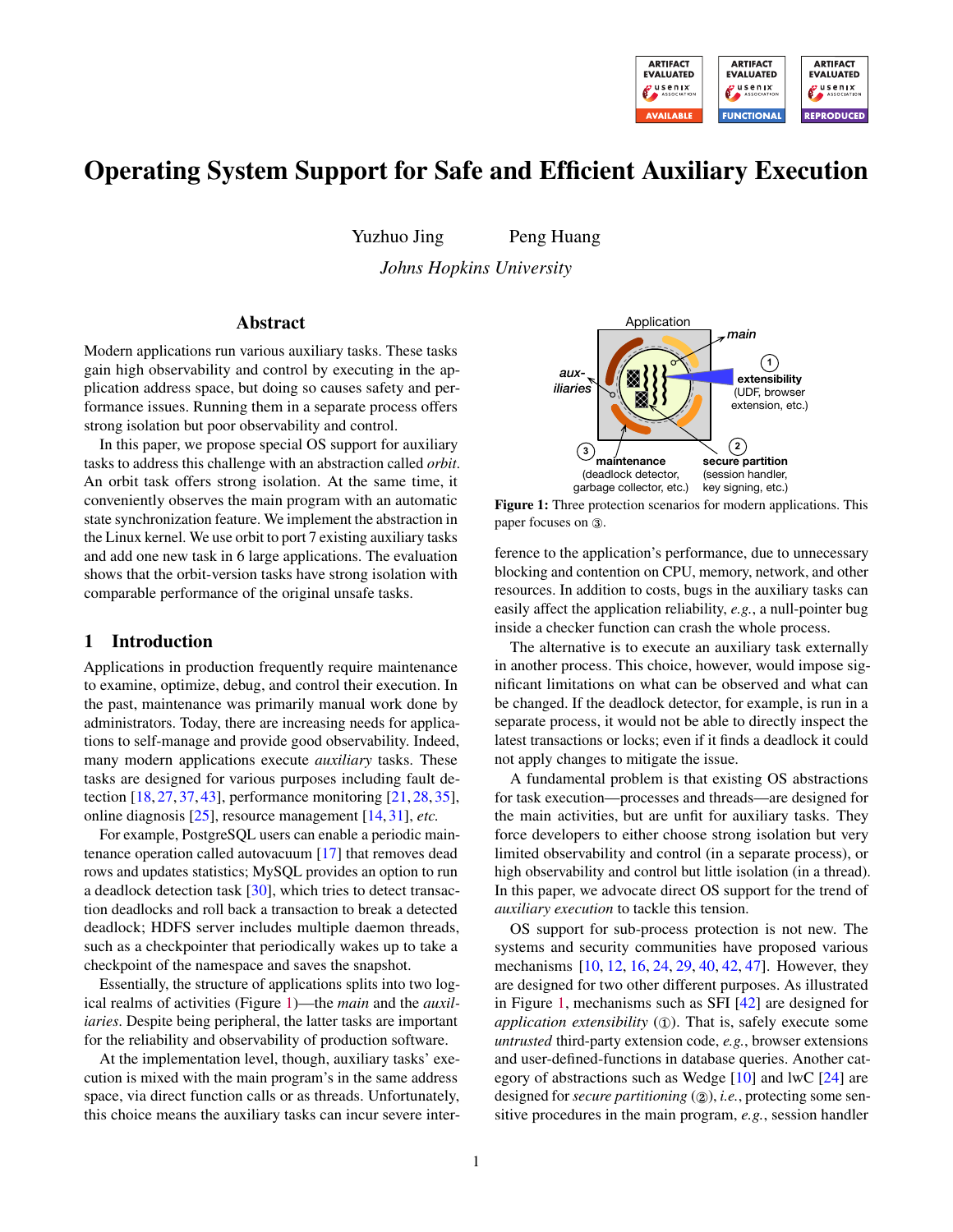# Operating System Support for Safe and Efficient Auxiliary Execution

Yuzhuo Jing Peng Huang

*Johns Hopkins University*

## Abstract

Modern applications run various auxiliary tasks. These tasks gain high observability and control by executing in the application address space, but doing so causes safety and performance issues. Running them in a separate process offers strong isolation but poor observability and control.

In this paper, we propose special OS support for auxiliary tasks to address this challenge with an abstraction called *orbit*. An orbit task offers strong isolation. At the same time, it conveniently observes the main program with an automatic state synchronization feature. We implement the abstraction in the Linux kernel. We use orbit to port 7 existing auxiliary tasks and add one new task in 6 large applications. The evaluation shows that the orbit-version tasks have strong isolation with comparable performance of the original unsafe tasks.

## 1 Introduction

Applications in production frequently require maintenance to examine, optimize, debug, and control their execution. In the past, maintenance was primarily manual work done by administrators. Today, there are increasing needs for applications to self-manage and provide good observability. Indeed, many modern applications execute *auxiliary* tasks. These tasks are designed for various purposes including fault detection [18, 27, 37, 43], performance monitoring [21, 28, 35], online diagnosis [25], resource management [14, 31], *etc.*

For example, PostgreSQL users can enable a periodic maintenance operation called autovacuum [17] that removes dead rows and updates statistics; MySQL provides an option to run a deadlock detection task [30], which tries to detect transaction deadlocks and roll back a transaction to break a detected deadlock; HDFS server includes multiple daemon threads, such as a checkpointer that periodically wakes up to take a checkpoint of the namespace and saves the snapshot.

Essentially, the structure of applications splits into two logical realms of activities (Figure 1)—the *main* and the *auxiliaries*. Despite being peripheral, the latter tasks are important for the reliability and observability of production software.

At the implementation level, though, auxiliary tasks' execution is mixed with the main program's in the same address space, via direct function calls or as threads. Unfortunately, this choice means the auxiliary tasks can incur severe interference to the application's performance, due to unnecessary blocking and contention on CPU, memory, network, and other resources. In addition to costs, bugs in the auxiliary tasks can easily affect the application reliability, *e.g.*, a null-pointer bug inside a checker function can crash the whole process.

**Figure 1:** Three protection scenarios for modern applications. This paper focuses on ③.

The alternative is to execute an auxiliary task externally in another process. This choice, however, would impose significant limitations on what can be observed and what can be changed. If the deadlock detector, for example, is run in a separate process, it would not be able to directly inspect the latest transactions or locks; even if it finds a deadlock it could not apply changes to mitigate the issue.

A fundamental problem is that existing OS abstractions for task execution—processes and threads—are designed for the main activities, but are unfit for auxiliary tasks. They force developers to either choose strong isolation but very limited observability and control (in a separate process), or high observability and control but little isolation (in a thread). In this paper, we advocate direct OS support for the trend of *auxiliary execution* to tackle this tension.

OS support for sub-process protection is not new. The systems and security communities have proposed various mechanisms [10, 12, 16, 24, 29, 40, 42, 47]. However, they are designed for two other different purposes. As illustrated in Figure 1, mechanisms such as SFI [42] are designed for *application extensibility* (①). That is, safely execute some *untrusted* third-party extension code, *e.g.*, browser extensions and user-defined-functions in database queries. Another category of abstractions such as Wedge [10] and lwC [24] are designed for *secure partitioning* (②), *i.e.*, protecting some sensitive procedures in the main program, *e.g.*, session handler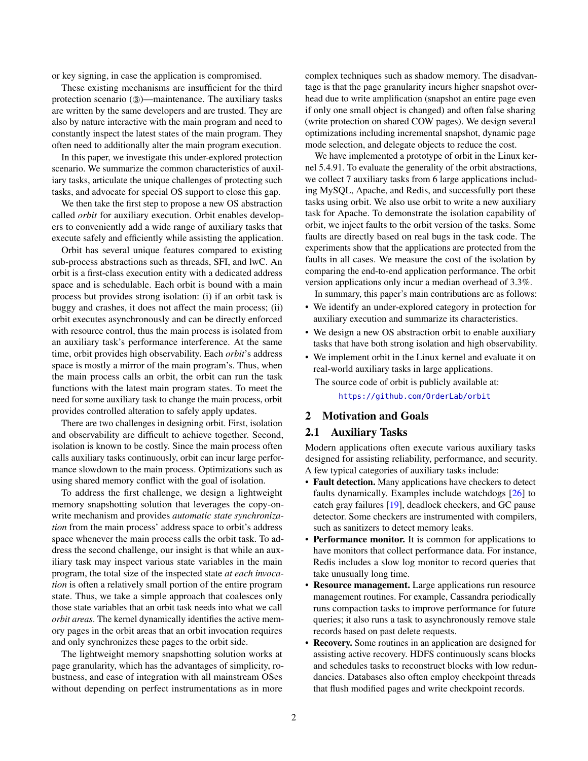or key signing, in case the application is compromised.

These existing mechanisms are insufficient for the third protection scenario (③)—maintenance. The auxiliary tasks are written by the same developers and are trusted. They are also by nature interactive with the main program and need to constantly inspect the latest states of the main program. They often need to additionally alter the main program execution.

In this paper, we investigate this under-explored protection scenario. We summarize the common characteristics of auxiliary tasks, articulate the unique challenges of protecting such tasks, and advocate for special OS support to close this gap.

We then take the first step to propose a new OS abstraction called *orbit* for auxiliary execution. Orbit enables developers to conveniently add a wide range of auxiliary tasks that execute safely and efficiently while assisting the application.

Orbit has several unique features compared to existing sub-process abstractions such as threads, SFI, and lwC. An orbit is a first-class execution entity with a dedicated address space and is schedulable. Each orbit is bound with a main process but provides strong isolation: (i) if an orbit task is buggy and crashes, it does not affect the main process; (ii) orbit executes asynchronously and can be directly enforced with resource control, thus the main process is isolated from an auxiliary task's performance interference. At the same time, orbit provides high observability. Each *orbit*'s address space is mostly a mirror of the main program's. Thus, when the main process calls an orbit, the orbit can run the task functions with the latest main program states. To meet the need for some auxiliary task to change the main process, orbit provides controlled alteration to safely apply updates.

There are two challenges in designing orbit. First, isolation and observability are difficult to achieve together. Second, isolation is known to be costly. Since the main process often calls auxiliary tasks continuously, orbit can incur large performance slowdown to the main process. Optimizations such as using shared memory conflict with the goal of isolation.

To address the first challenge, we design a lightweight memory snapshotting solution that leverages the copy-on-write mechanism and provides *automatic state synchronization* from the main process' address space to orbit's address space whenever the main process calls the orbit task. To address the second challenge, our insight is that while an auxiliary task may inspect various state variables in the main program, the total size of the inspected state *at each invocation* is often a relatively small portion of the entire program state. Thus, we take a simple approach that coalesces only those state variables that an orbit task needs into what we call *orbit areas*. The kernel dynamically identifies the active memory pages in the orbit areas that an orbit invocation requires and only synchronizes these pages to the orbit side.

The lightweight memory snapshotting solution works at page granularity, which has the advantages of simplicity, robustness, and ease of integration with all mainstream OSes without depending on perfect instrumentations as in more complex techniques such as shadow memory. The disadvantage is that the page granularity incurs higher snapshot overhead due to write amplification (snapshot an entire page even if only one small object is changed) and often false sharing (write protection on shared COW pages). We design several optimizations including incremental snapshot, dynamic page mode selection, and delegate objects to reduce the cost.

We have implemented a prototype of orbit in the Linux kernel 5.4.91. To evaluate the generality of the orbit abstractions, we collect 7 auxiliary tasks from 6 large applications including MySQL, Apache, and Redis, and successfully port these tasks using orbit. We also use orbit to write a new auxiliary task for Apache. To demonstrate the isolation capability of orbit, we inject faults to the orbit version of the tasks. Some faults are directly based on real bugs in the task code. The experiments show that the applications are protected from the faults in all cases. We measure the cost of the isolation by comparing the end-to-end application performance. The orbit version applications only incur a median overhead of 3.3%.

In summary, this paper's main contributions are as follows:

- We identify an under-explored category in protection for auxiliary execution and summarize its characteristics.
- We design a new OS abstraction orbit to enable auxiliary tasks that have both strong isolation and high observability.
- We implement orbit in the Linux kernel and evaluate it on real-world auxiliary tasks in large applications.

The source code of orbit is publicly available at:

https://github.com/OrderLab/orbit

## 2 Motivation and Goals

### 2.1 Auxiliary Tasks

Modern applications often execute various auxiliary tasks designed for assisting reliability, performance, and security. A few typical categories of auxiliary tasks include:

- **Fault detection.** Many applications have checkers to detect faults dynamically. Examples include watchdogs [26] to catch gray failures [19], deadlock checkers, and GC pause detector. Some checkers are instrumented with compilers, such as sanitizers to detect memory leaks.
- **Performance monitor.** It is common for applications to have monitors that collect performance data. For instance, Redis includes a slow log monitor to record queries that take unusually long time.
- **Resource management.** Large applications run resource management routines. For example, Cassandra periodically runs compaction tasks to improve performance for future queries; it also runs a task to asynchronously remove stale records based on past delete requests.
- **Recovery.** Some routines in an application are designed for assisting active recovery. HDFS continuously scans blocks and schedules tasks to reconstruct blocks with low redundancies. Databases also often employ checkpoint threads that flush modified pages and write checkpoint records.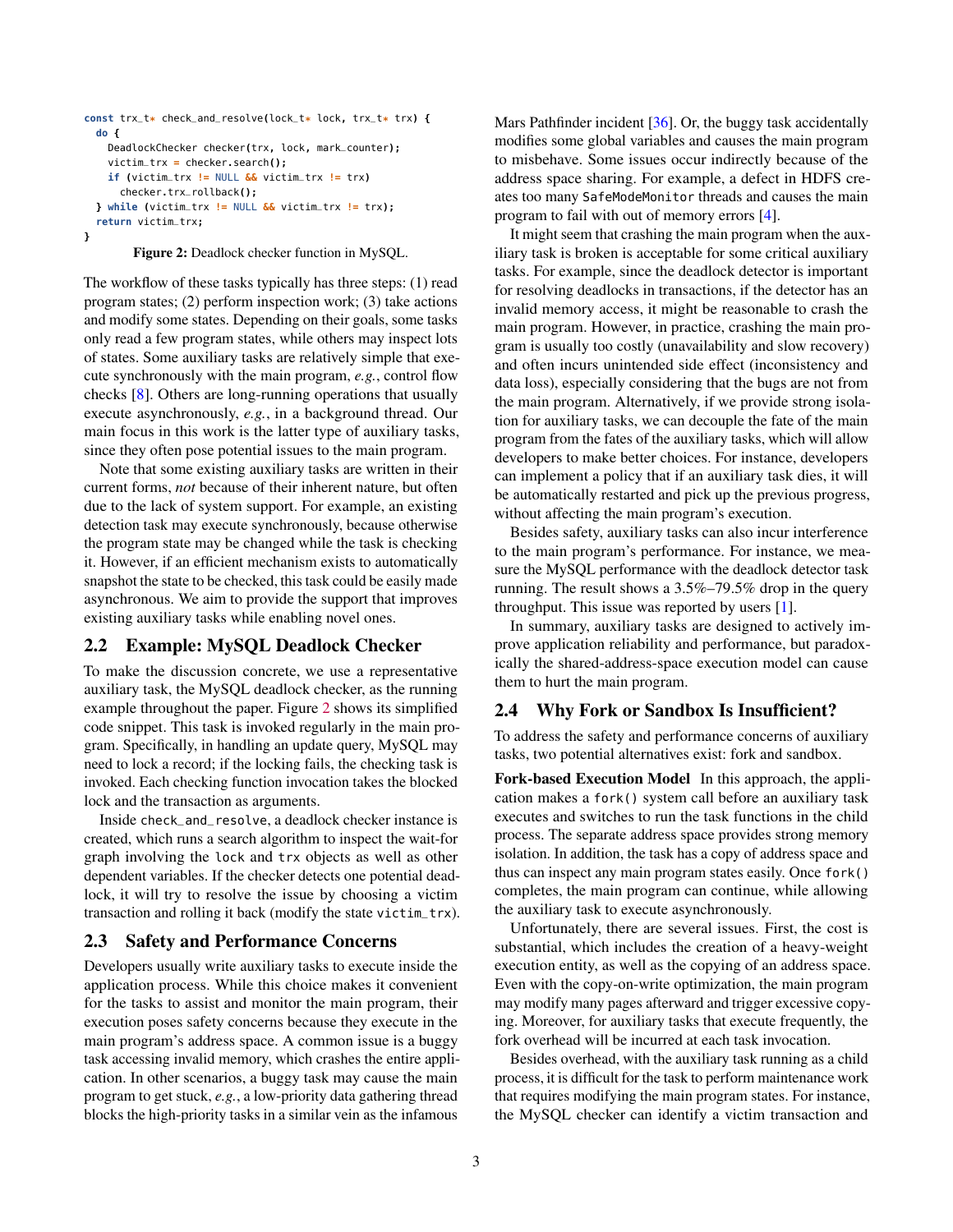```
const trx_t* check_and_resolve(lock_t* lock, trx_t* trx) {
  do {
    DeadlockChecker checker(trx, lock, mark_counter);
    victim_trx = checker.search();
    if (victim_trx != NULL && victim_trx != trx)
      checker.trx_rollback();
  } while (victim_trx != NULL && victim_trx != trx);
  return victim_trx;
}
```

**Figure 2:** Deadlock checker function in MySQL.

The workflow of these tasks typically has three steps: (1) read program states; (2) perform inspection work; (3) take actions and modify some states. Depending on their goals, some tasks only read a few program states, while others may inspect lots of states. Some auxiliary tasks are relatively simple that execute synchronously with the main program, *e.g.*, control flow checks [8]. Others are long-running operations that usually execute asynchronously, *e.g.*, in a background thread. Our main focus in this work is the latter type of auxiliary tasks, since they often pose potential issues to the main program.

Note that some existing auxiliary tasks are written in their current forms, *not* because of their inherent nature, but often due to the lack of system support. For example, an existing detection task may execute synchronously, because otherwise the program state may be changed while the task is checking it. However, if an efficient mechanism exists to automatically snapshot the state to be checked, this task could be easily made asynchronous. We aim to provide the support that improves existing auxiliary tasks while enabling novel ones.

## 2.2 Example: MySQL Deadlock Checker

To make the discussion concrete, we use a representative auxiliary task, the MySQL deadlock checker, as the running example throughout the paper. Figure 2 shows its simplified code snippet. This task is invoked regularly in the main program. Specifically, in handling an update query, MySQL may need to lock a record; if the locking fails, the checking task is invoked. Each checking function invocation takes the blocked lock and the transaction as arguments.

Inside `check_and_resolve`, a deadlock checker instance is created, which runs a search algorithm to inspect the wait-for graph involving the `lock` and `trx` objects as well as other dependent variables. If the checker detects one potential deadlock, it will try to resolve the issue by choosing a victim transaction and rolling it back (modify the state `victim_trx`).

## 2.3 Safety and Performance Concerns

Developers usually write auxiliary tasks to execute inside the application process. While this choice makes it convenient for the tasks to assist and monitor the main program, their execution poses safety concerns because they execute in the main program's address space. A common issue is a buggy task accessing invalid memory, which crashes the entire application. In other scenarios, a buggy task may cause the main program to get stuck, *e.g.*, a low-priority data gathering thread blocks the high-priority tasks in a similar vein as the infamous Mars Pathfinder incident [36]. Or, the buggy task accidentally modifies some global variables and causes the main program to misbehave. Some issues occur indirectly because of the address space sharing. For example, a defect in HDFS creates too many `SafeModeMonitor` threads and causes the main program to fail with out of memory errors [4].

It might seem that crashing the main program when the auxiliary task is broken is acceptable for some critical auxiliary tasks. For example, since the deadlock detector is important for resolving deadlocks in transactions, if the detector has an invalid memory access, it might be reasonable to crash the main program. However, in practice, crashing the main program is usually too costly (unavailability and slow recovery) and often incurs unintended side effect (inconsistency and data loss), especially considering that the bugs are not from the main program. Alternatively, if we provide strong isolation for auxiliary tasks, we can decouple the fate of the main program from the fates of the auxiliary tasks, which will allow developers to make better choices. For instance, developers can implement a policy that if an auxiliary task dies, it will be automatically restarted and pick up the previous progress, without affecting the main program's execution.

Besides safety, auxiliary tasks can also incur interference to the main program's performance. For instance, we measure the MySQL performance with the deadlock detector task running. The result shows a 3.5%–79.5% drop in the query throughput. This issue was reported by users [1].

In summary, auxiliary tasks are designed to actively improve application reliability and performance, but paradoxically the shared-address-space execution model can cause them to hurt the main program.

## 2.4 Why Fork or Sandbox Is Insufficient?

To address the safety and performance concerns of auxiliary tasks, two potential alternatives exist: fork and sandbox.

**Fork-based Execution Model** In this approach, the application makes a `fork()` system call before an auxiliary task executes and switches to run the task functions in the child process. The separate address space provides strong memory isolation. In addition, the task has a copy of address space and thus can inspect any main program states easily. Once `fork()` completes, the main program can continue, while allowing the auxiliary task to execute asynchronously.

Unfortunately, there are several issues. First, the cost is substantial, which includes the creation of a heavy-weight execution entity, as well as the copying of an address space. Even with the copy-on-write optimization, the main program may modify many pages afterward and trigger excessive copying. Moreover, for auxiliary tasks that execute frequently, the fork overhead will be incurred at each task invocation.

Besides overhead, with the auxiliary task running as a child process, it is difficult for the task to perform maintenance work that requires modifying the main program states. For instance, the MySQL checker can identify a victim transaction and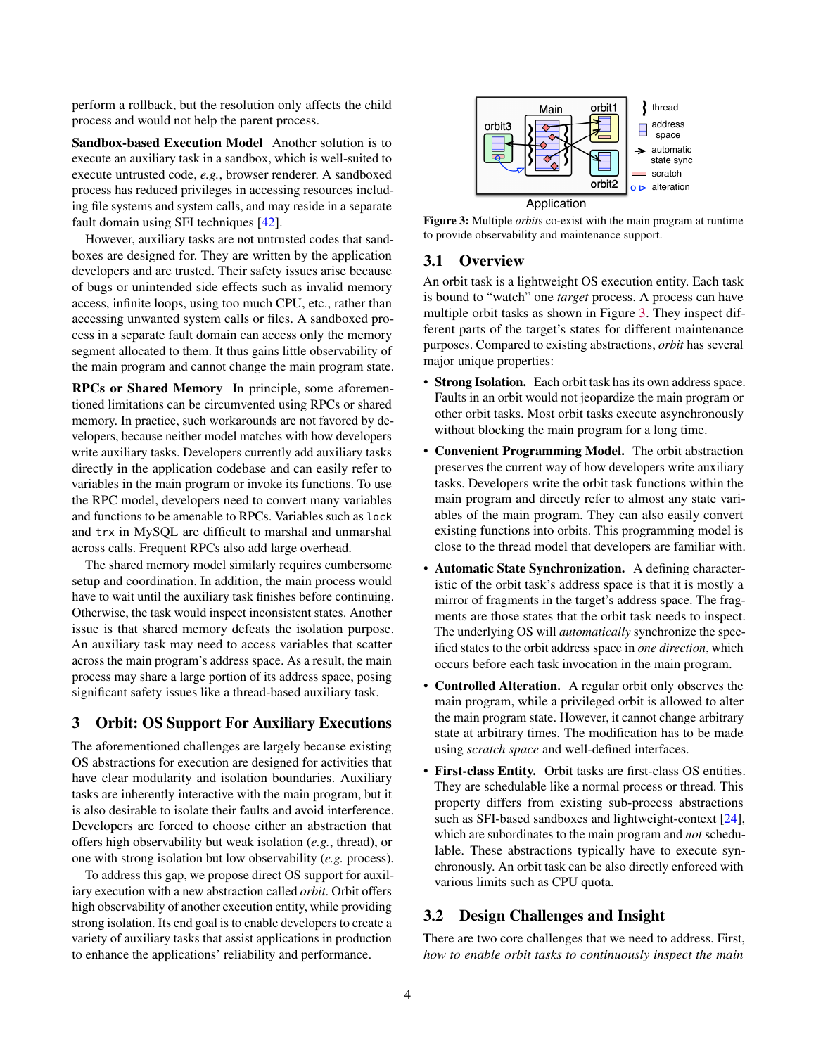perform a rollback, but the resolution only affects the child process and would not help the parent process.

**Sandbox-based Execution Model** Another solution is to execute an auxiliary task in a sandbox, which is well-suited to execute untrusted code, *e.g.*, browser renderer. A sandboxed process has reduced privileges in accessing resources including file systems and system calls, and may reside in a separate fault domain using SFI techniques [42].

However, auxiliary tasks are not untrusted codes that sandboxes are designed for. They are written by the application developers and are trusted. Their safety issues arise because of bugs or unintended side effects such as invalid memory access, infinite loops, using too much CPU, etc., rather than accessing unwanted system calls or files. A sandboxed process in a separate fault domain can access only the memory segment allocated to them. It thus gains little observability of the main program and cannot change the main program state.

**RPCs or Shared Memory** In principle, some aforementioned limitations can be circumvented using RPCs or shared memory. In practice, such workarounds are not favored by developers, because neither model matches with how developers write auxiliary tasks. Developers currently add auxiliary tasks directly in the application codebase and can easily refer to variables in the main program or invoke its functions. To use the RPC model, developers need to convert many variables and functions to be amenable to RPCs. Variables such as `lock` and `trx` in MySQL are difficult to marshal and unmarshal across calls. Frequent RPCs also add large overhead.

The shared memory model similarly requires cumbersome setup and coordination. In addition, the main process would have to wait until the auxiliary task finishes before continuing. Otherwise, the task would inspect inconsistent states. Another issue is that shared memory defeats the isolation purpose. An auxiliary task may need to access variables that scatter across the main program's address space. As a result, the main process may share a large portion of its address space, posing significant safety issues like a thread-based auxiliary task.

## 3 Orbit: OS Support For Auxiliary Executions

The aforementioned challenges are largely because existing OS abstractions for execution are designed for activities that have clear modularity and isolation boundaries. Auxiliary tasks are inherently interactive with the main program, but it is also desirable to isolate their faults and avoid interference. Developers are forced to choose either an abstraction that offers high observability but weak isolation (*e.g.*, thread), or one with strong isolation but low observability (*e.g.* process).

To address this gap, we propose direct OS support for auxiliary execution with a new abstraction called *orbit*. Orbit offers high observability of another execution entity, while providing strong isolation. Its end goal is to enable developers to create a variety of auxiliary tasks that assist applications in production to enhance the applications' reliability and performance.

Figure 3: Multiple *orbit*s co-exist with the main program at runtime to provide observability and maintenance support.

### 3.1 Overview

An orbit task is a lightweight OS execution entity. Each task is bound to "watch" one *target* process. A process can have multiple orbit tasks as shown in Figure 3. They inspect different parts of the target's states for different maintenance purposes. Compared to existing abstractions, *orbit* has several major unique properties:

- **Strong Isolation.** Each orbit task has its own address space. Faults in an orbit would not jeopardize the main program or other orbit tasks. Most orbit tasks execute asynchronously without blocking the main program for a long time.
- **Convenient Programming Model.** The orbit abstraction preserves the current way of how developers write auxiliary tasks. Developers write the orbit task functions within the main program and directly refer to almost any state variables of the main program. They can also easily convert existing functions into orbits. This programming model is close to the thread model that developers are familiar with.
- **Automatic State Synchronization.** A defining characteristic of the orbit task's address space is that it is mostly a mirror of fragments in the target's address space. The fragments are those states that the orbit task needs to inspect. The underlying OS will *automatically* synchronize the specified states to the orbit address space in *one direction*, which occurs before each task invocation in the main program.
- **Controlled Alteration.** A regular orbit only observes the main program, while a privileged orbit is allowed to alter the main program state. However, it cannot change arbitrary state at arbitrary times. The modification has to be made using *scratch space* and well-defined interfaces.
- **First-class Entity.** Orbit tasks are first-class OS entities. They are schedulable like a normal process or thread. This property differs from existing sub-process abstractions such as SFI-based sandboxes and lightweight-context [24], which are subordinates to the main program and *not* schedulable. These abstractions typically have to execute synchronously. An orbit task can be also directly enforced with various limits such as CPU quota.

### 3.2 Design Challenges and Insight

There are two core challenges that we need to address. First, *how to enable orbit tasks to continuously inspect the main*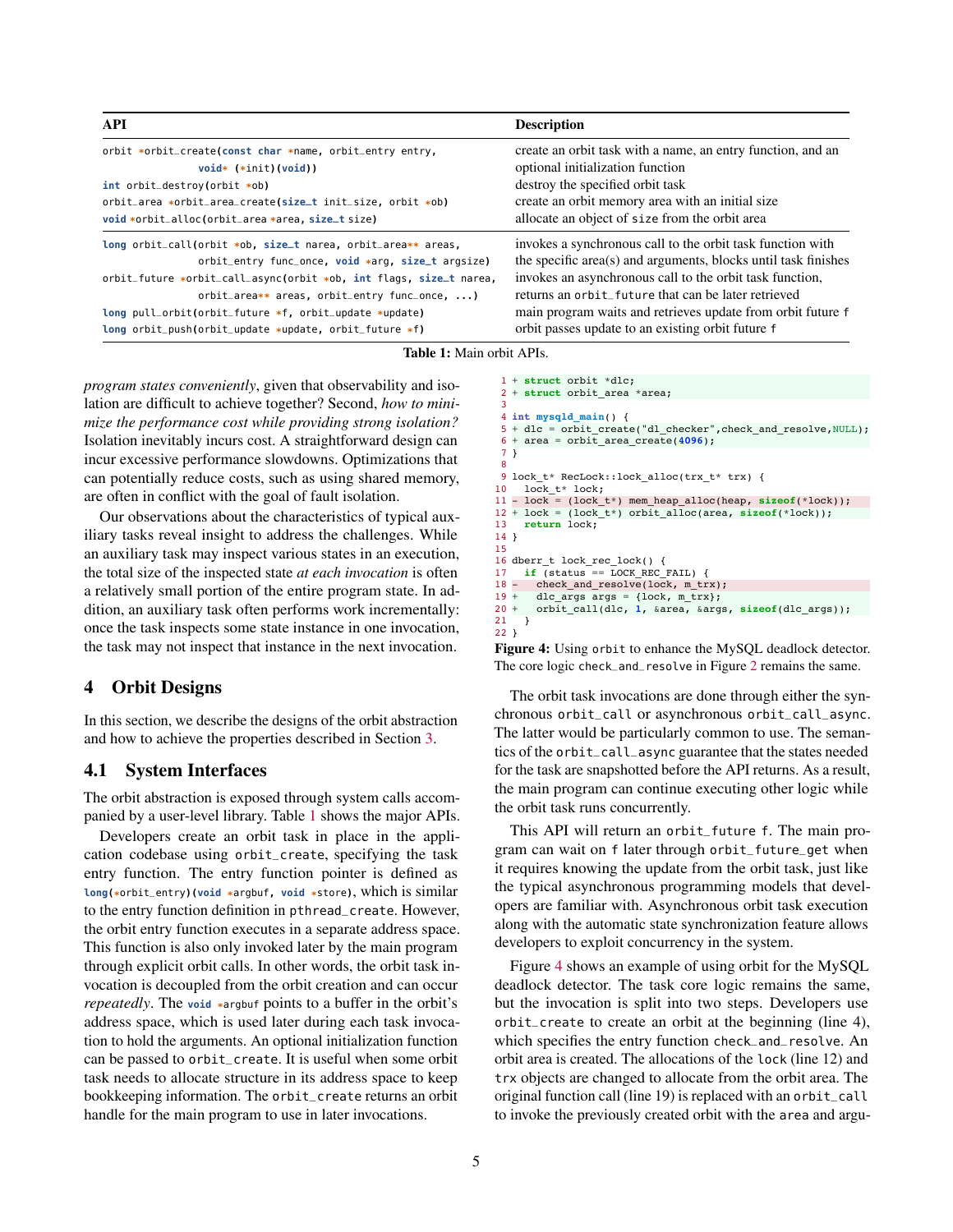| API | Description |
|---|---|
| `orbit *orbit_create(const char *name, orbit_entry entry, void* (*init)(void))` | create an orbit task with a name, an entry function, and an optional initialization function |
| `int orbit_destroy(orbit *ob)` | destroy the specified orbit task |
| `orbit_area *orbit_area_create(size_t init_size, orbit *ob)` | create an orbit memory area with an initial size |
| `void *orbit_alloc(orbit_area *area, size_t size)` | allocate an object of `size` from the orbit area |
| `long orbit_call(orbit *ob, size_t narea, orbit_area** areas, orbit_entry func_once, void *arg, size_t argsize)` | invokes a synchronous call to the orbit task function with the specific area(s) and arguments, blocks until task finishes |
| `orbit_future *orbit_call_async(orbit *ob, int flags, size_t narea, orbit_area** areas, orbit_entry func_once, ...)` | invokes an asynchronous call to the orbit task function, returns an `orbit_future` that can be later retrieved |
| `long pull_orbit(orbit_future *f, orbit_update *update)` | main program waits and retrieves update from orbit future `f` |
| `long orbit_push(orbit_update *update, orbit_future *f)` | orbit passes update to an existing orbit future `f` |

**Table 1:** Main orbit APIs.

*program states conveniently*, given that observability and isolation are difficult to achieve together? Second, *how to minimize the performance cost while providing strong isolation?* Isolation inevitably incurs cost. A straightforward design can incur excessive performance slowdowns. Optimizations that can potentially reduce costs, such as using shared memory, are often in conflict with the goal of fault isolation.

Our observations about the characteristics of typical auxiliary tasks reveal insight to address the challenges. While an auxiliary task may inspect various states in an execution, the total size of the inspected state *at each invocation* is often a relatively small portion of the entire program state. In addition, an auxiliary task often performs work incrementally: once the task inspects some state instance in one invocation, the task may not inspect that instance in the next invocation.

## 4 Orbit Designs

In this section, we describe the designs of the orbit abstraction and how to achieve the properties described in Section 3.

### 4.1 System Interfaces

The orbit abstraction is exposed through system calls accompanied by a user-level library. Table 1 shows the major APIs.

Developers create an orbit task in place in the application codebase using `orbit_create`, specifying the task entry function. The entry function pointer is defined as `long(*orbit_entry)(void *argbuf, void *store)`, which is similar to the entry function definition in `pthread_create`. However, the orbit entry function executes in a separate address space. This function is also only invoked later by the main program through explicit orbit calls. In other words, the orbit task invocation is decoupled from the orbit creation and can occur *repeatedly*. The `void *argbuf` points to a buffer in the orbit's address space, which is used later during each task invocation to hold the arguments. An optional initialization function can be passed to `orbit_create`. It is useful when some orbit task needs to allocate structure in its address space to keep bookkeeping information. The `orbit_create` returns an orbit handle for the main program to use in later invocations.

```
1  + struct orbit *dlc;
2  + struct orbit_area *area;
3
4  int mysqld_main() {
5  + dlc = orbit_create("dl_checker",check_and_resolve,NULL);
6  + area = orbit_area_create(4096);
7  }
8
9  lock_t* RecLock::lock_alloc(trx_t* trx) {
10   lock_t* lock;
11 - lock = (lock_t*) mem_heap_alloc(heap, sizeof(*lock));
12 + lock = (lock_t*) orbit_alloc(area, sizeof(*lock));
13   return lock;
14 }
15
16 dberr_t lock_rec_lock() {
17   if (status == LOCK_REC_FAIL) {
18 -   check_and_resolve(lock, m_trx);
19 +   dlc_args args = {lock, m_trx};
20 +   orbit_call(dlc, 1, &area, &args, sizeof(dlc_args));
21   }
22 }
```

**Figure 4:** Using `orbit` to enhance the MySQL deadlock detector. The core logic `check_and_resolve` in Figure 2 remains the same.

The orbit task invocations are done through either the synchronous `orbit_call` or asynchronous `orbit_call_async`. The latter would be particularly common to use. The semantics of the `orbit_call_async` guarantee that the states needed for the task are snapshotted before the API returns. As a result, the main program can continue executing other logic while the orbit task runs concurrently.

This API will return an `orbit_future f`. The main program can wait on `f` later through `orbit_future_get` when it requires knowing the update from the orbit task, just like the typical asynchronous programming models that developers are familiar with. Asynchronous orbit task execution along with the automatic state synchronization feature allows developers to exploit concurrency in the system.

Figure 4 shows an example of using orbit for the MySQL deadlock detector. The task core logic remains the same, but the invocation is split into two steps. Developers use `orbit_create` to create an orbit at the beginning (line 4), which specifies the entry function `check_and_resolve`. An orbit area is created. The allocations of the `lock` (line 12) and `trx` objects are changed to allocate from the orbit area. The original function call (line 19) is replaced with an `orbit_call` to invoke the previously created orbit with the `area` and argu-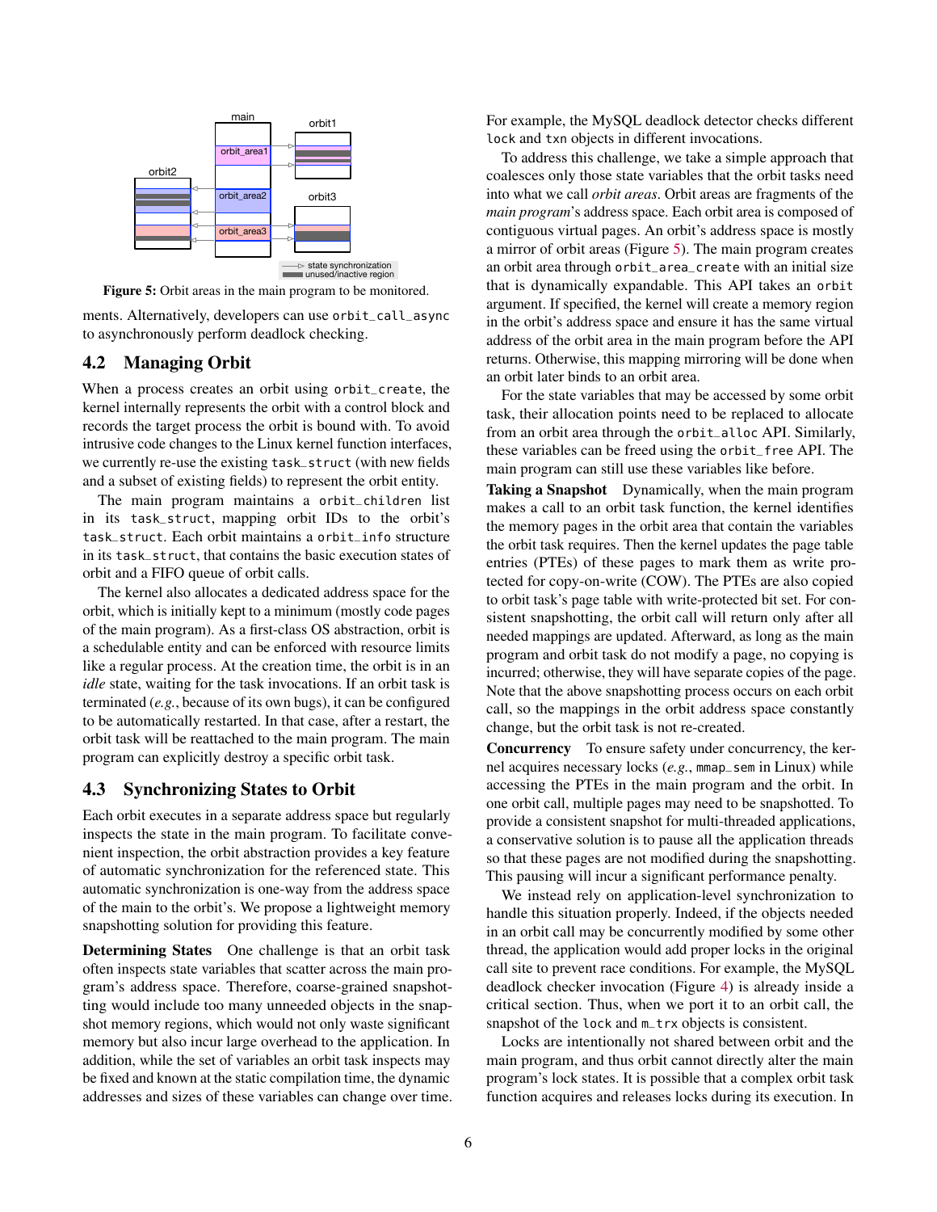Figure 5: Orbit areas in the main program to be monitored.

ments. Alternatively, developers can use `orbit_call_async` to asynchronously perform deadlock checking.

## 4.2 Managing Orbit

When a process creates an orbit using `orbit_create`, the kernel internally represents the orbit with a control block and records the target process the orbit is bound with. To avoid intrusive code changes to the Linux kernel function interfaces, we currently re-use the existing `task_struct` (with new fields and a subset of existing fields) to represent the orbit entity.

The main program maintains a `orbit_children` list in its `task_struct`, mapping orbit IDs to the orbit's `task_struct`. Each orbit maintains a `orbit_info` structure in its `task_struct`, that contains the basic execution states of orbit and a FIFO queue of orbit calls.

The kernel also allocates a dedicated address space for the orbit, which is initially kept to a minimum (mostly code pages of the main program). As a first-class OS abstraction, orbit is a schedulable entity and can be enforced with resource limits like a regular process. At the creation time, the orbit is in an *idle* state, waiting for the task invocations. If an orbit task is terminated (*e.g.*, because of its own bugs), it can be configured to be automatically restarted. In that case, after a restart, the orbit task will be reattached to the main program. The main program can explicitly destroy a specific orbit task.

## 4.3 Synchronizing States to Orbit

Each orbit executes in a separate address space but regularly inspects the state in the main program. To facilitate convenient inspection, the orbit abstraction provides a key feature of automatic synchronization for the referenced state. This automatic synchronization is one-way from the address space of the main to the orbit's. We propose a lightweight memory snapshotting solution for providing this feature.

**Determining States** One challenge is that an orbit task often inspects state variables that scatter across the main program's address space. Therefore, coarse-grained snapshotting would include too many unneeded objects in the snapshot memory regions, which would not only waste significant memory but also incur large overhead to the application. In addition, while the set of variables an orbit task inspects may be fixed and known at the static compilation time, the dynamic addresses and sizes of these variables can change over time. For example, the MySQL deadlock detector checks different `lock` and `txn` objects in different invocations.

To address this challenge, we take a simple approach that coalesces only those state variables that the orbit tasks need into what we call *orbit areas*. Orbit areas are fragments of the *main program*'s address space. Each orbit area is composed of contiguous virtual pages. An orbit's address space is mostly a mirror of orbit areas (Figure 5). The main program creates an orbit area through `orbit_area_create` with an initial size that is dynamically expandable. This API takes an `orbit` argument. If specified, the kernel will create a memory region in the orbit's address space and ensure it has the same virtual address of the orbit area in the main program before the API returns. Otherwise, this mapping mirroring will be done when an orbit later binds to an orbit area.

For the state variables that may be accessed by some orbit task, their allocation points need to be replaced to allocate from an orbit area through the `orbit_alloc` API. Similarly, these variables can be freed using the `orbit_free` API. The main program can still use these variables like before.

**Taking a Snapshot** Dynamically, when the main program makes a call to an orbit task function, the kernel identifies the memory pages in the orbit area that contain the variables the orbit task requires. Then the kernel updates the page table entries (PTEs) of these pages to mark them as write protected for copy-on-write (COW). The PTEs are also copied to orbit task's page table with write-protected bit set. For consistent snapshotting, the orbit call will return only after all needed mappings are updated. Afterward, as long as the main program and orbit task do not modify a page, no copying is incurred; otherwise, they will have separate copies of the page. Note that the above snapshotting process occurs on each orbit call, so the mappings in the orbit address space constantly change, but the orbit task is not re-created.

**Concurrency** To ensure safety under concurrency, the kernel acquires necessary locks (*e.g.*, `mmap_sem` in Linux) while accessing the PTEs in the main program and the orbit. In one orbit call, multiple pages may need to be snapshotted. To provide a consistent snapshot for multi-threaded applications, a conservative solution is to pause all the application threads so that these pages are not modified during the snapshotting. This pausing will incur a significant performance penalty.

We instead rely on application-level synchronization to handle this situation properly. Indeed, if the objects needed in an orbit call may be concurrently modified by some other thread, the application would add proper locks in the original call site to prevent race conditions. For example, the MySQL deadlock checker invocation (Figure 4) is already inside a critical section. Thus, when we port it to an orbit call, the snapshot of the `lock` and `m_trx` objects is consistent.

Locks are intentionally not shared between orbit and the main program, and thus orbit cannot directly alter the main program's lock states. It is possible that a complex orbit task function acquires and releases locks during its execution. In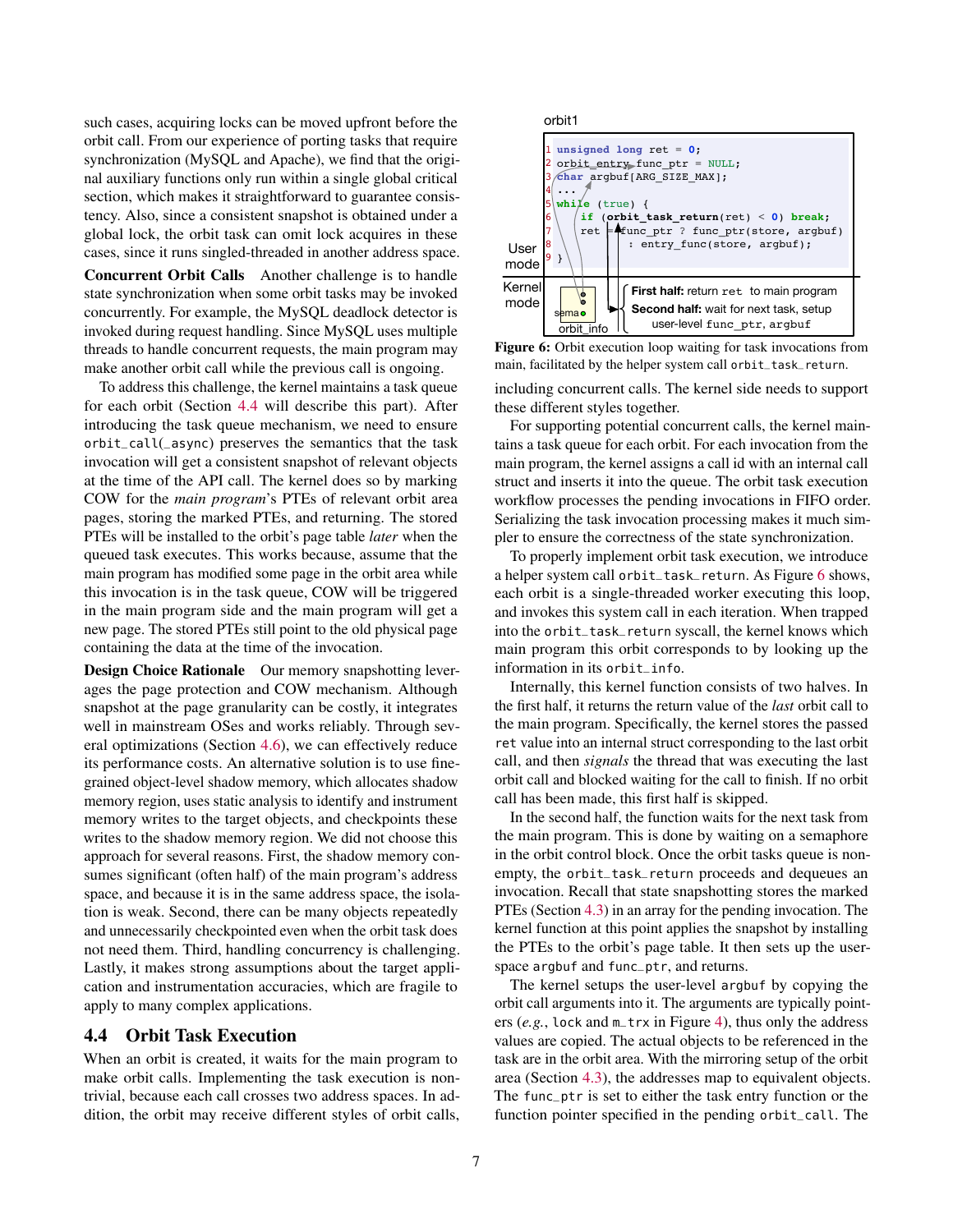such cases, acquiring locks can be moved upfront before the orbit call. From our experience of porting tasks that require synchronization (MySQL and Apache), we find that the original auxiliary functions only run within a single global critical section, which makes it straightforward to guarantee consistency. Also, since a consistent snapshot is obtained under a global lock, the orbit task can omit lock acquires in these cases, since it runs singled-threaded in another address space.

**Concurrent Orbit Calls** Another challenge is to handle state synchronization when some orbit tasks may be invoked concurrently. For example, the MySQL deadlock detector is invoked during request handling. Since MySQL uses multiple threads to handle concurrent requests, the main program may make another orbit call while the previous call is ongoing.

To address this challenge, the kernel maintains a task queue for each orbit (Section 4.4 will describe this part). After introducing the task queue mechanism, we need to ensure `orbit_call(_async)` preserves the semantics that the task invocation will get a consistent snapshot of relevant objects at the time of the API call. The kernel does so by marking COW for the *main program*'s PTEs of relevant orbit area pages, storing the marked PTEs, and returning. The stored PTEs will be installed to the orbit's page table *later* when the queued task executes. This works because, assume that the main program has modified some page in the orbit area while this invocation is in the task queue, COW will be triggered in the main program side and the main program will get a new page. The stored PTEs still point to the old physical page containing the data at the time of the invocation.

**Design Choice Rationale** Our memory snapshotting leverages the page protection and COW mechanism. Although snapshot at the page granularity can be costly, it integrates well in mainstream OSes and works reliably. Through several optimizations (Section 4.6), we can effectively reduce its performance costs. An alternative solution is to use fine-grained object-level shadow memory, which allocates shadow memory region, uses static analysis to identify and instrument memory writes to the target objects, and checkpoints these writes to the shadow memory region. We did not choose this approach for several reasons. First, the shadow memory consumes significant (often half) of the main program's address space, and because it is in the same address space, the isolation is weak. Second, there can be many objects repeatedly and unnecessarily checkpointed even when the orbit task does not need them. Third, handling concurrency is challenging. Lastly, it makes strong assumptions about the target application and instrumentation accuracies, which are fragile to apply to many complex applications.

## 4.4 Orbit Task Execution

When an orbit is created, it waits for the main program to make orbit calls. Implementing the task execution is non-trivial, because each call crosses two address spaces. In addition, the orbit may receive different styles of orbit calls, including concurrent calls. The kernel side needs to support these different styles together.

```
orbit1
1 unsigned long ret = 0;
2 orbit_entry func_ptr = NULL;
3 char argbuf[ARG_SIZE_MAX];
4 ...
5 while (true) {
6   if (orbit_task_return(ret) < 0) break;
7   ret = func_ptr ? func_ptr(store, argbuf)
8          : entry_func(store, argbuf);
9 }
```

User mode / Kernel mode; orbit_info; sema; **First half:** return `ret` to main program; **Second half:** wait for next task, setup user-level `func_ptr`, `argbuf`

**Figure 6:** Orbit execution loop waiting for task invocations from main, facilitated by the helper system call `orbit_task_return`.

For supporting potential concurrent calls, the kernel maintains a task queue for each orbit. For each invocation from the main program, the kernel assigns a call id with an internal call struct and inserts it into the queue. The orbit task execution workflow processes the pending invocations in FIFO order. Serializing the task invocation processing makes it much simpler to ensure the correctness of the state synchronization.

To properly implement orbit task execution, we introduce a helper system call `orbit_task_return`. As Figure 6 shows, each orbit is a single-threaded worker executing this loop, and invokes this system call in each iteration. When trapped into the `orbit_task_return` syscall, the kernel knows which main program this orbit corresponds to by looking up the information in its `orbit_info`.

Internally, this kernel function consists of two halves. In the first half, it returns the return value of the *last* orbit call to the main program. Specifically, the kernel stores the passed `ret` value into an internal struct corresponding to the last orbit call, and then *signals* the thread that was executing the last orbit call and blocked waiting for the call to finish. If no orbit call has been made, this first half is skipped.

In the second half, the function waits for the next task from the main program. This is done by waiting on a semaphore in the orbit control block. Once the orbit tasks queue is non-empty, the `orbit_task_return` proceeds and dequeues an invocation. Recall that state snapshotting stores the marked PTEs (Section 4.3) in an array for the pending invocation. The kernel function at this point applies the snapshot by installing the PTEs to the orbit's page table. It then sets up the user-space `argbuf` and `func_ptr`, and returns.

The kernel setups the user-level `argbuf` by copying the orbit call arguments into it. The arguments are typically pointers (*e.g.*, `lock` and `m_trx` in Figure 4), thus only the address values are copied. The actual objects to be referenced in the task are in the orbit area. With the mirroring setup of the orbit area (Section 4.3), the addresses map to equivalent objects. The `func_ptr` is set to either the task entry function or the function pointer specified in the pending `orbit_call`. The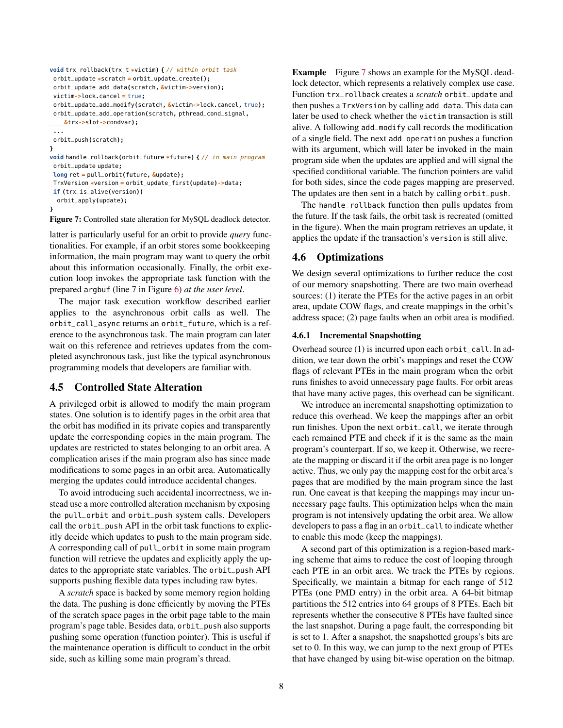```c
void trx_rollback(trx_t *victim) { // within orbit task
 orbit_update *scratch = orbit_update_create();
 orbit_update_add_data(scratch, &victim->version);
 victim->lock.cancel = true;
 orbit_update_add_modify(scratch, &victim->lock.cancel, true);
 orbit_update_add_operation(scratch, pthread_cond_signal,
     &trx->slot->condvar);
 ...
 orbit_push(scratch);
}
void handle_rollback(orbit_future *future) { // in main program
 orbit_update update;
 long ret = pull_orbit(future, &update);
 TrxVersion *version = orbit_update_first(update)->data;
 if (trx_is_alive(version))
  orbit_apply(update);
}
```

**Figure 7:** Controlled state alteration for MySQL deadlock detector.

latter is particularly useful for an orbit to provide *query* functionalities. For example, if an orbit stores some bookkeeping information, the main program may want to query the orbit about this information occasionally. Finally, the orbit execution loop invokes the appropriate task function with the prepared `argbuf` (line 7 in Figure 6) *at the user level*.

The major task execution workflow described earlier applies to the asynchronous orbit calls as well. The `orbit_call_async` returns an `orbit_future`, which is a reference to the asynchronous task. The main program can later wait on this reference and retrieves updates from the completed asynchronous task, just like the typical asynchronous programming models that developers are familiar with.

## 4.5 Controlled State Alteration

A privileged orbit is allowed to modify the main program states. One solution is to identify pages in the orbit area that the orbit has modified in its private copies and transparently update the corresponding copies in the main program. The updates are restricted to states belonging to an orbit area. A complication arises if the main program also has since made modifications to some pages in an orbit area. Automatically merging the updates could introduce accidental changes.

To avoid introducing such accidental incorrectness, we instead use a more controlled alteration mechanism by exposing the `pull_orbit` and `orbit_push` system calls. Developers call the `orbit_push` API in the orbit task functions to explicitly decide which updates to push to the main program side. A corresponding call of `pull_orbit` in some main program function will retrieve the updates and explicitly apply the updates to the appropriate state variables. The `orbit_push` API supports pushing flexible data types including raw bytes.

A *scratch* space is backed by some memory region holding the data. The pushing is done efficiently by moving the PTEs of the scratch space pages in the orbit page table to the main program's page table. Besides data, `orbit_push` also supports pushing some operation (function pointer). This is useful if the maintenance operation is difficult to conduct in the orbit side, such as killing some main program's thread.

**Example** Figure 7 shows an example for the MySQL deadlock detector, which represents a relatively complex use case. Function `trx_rollback` creates a *scratch* `orbit_update` and then pushes a `TrxVersion` by calling `add_data`. This data can later be used to check whether the `victim` transaction is still alive. A following `add_modify` call records the modification of a single field. The next `add_operation` pushes a function with its argument, which will later be invoked in the main program side when the updates are applied and will signal the specified conditional variable. The function pointers are valid for both sides, since the code pages mapping are preserved. The updates are then sent in a batch by calling `orbit_push`.

The `handle_rollback` function then pulls updates from the future. If the task fails, the orbit task is recreated (omitted in the figure). When the main program retrieves an update, it applies the update if the transaction's `version` is still alive.

## 4.6 Optimizations

We design several optimizations to further reduce the cost of our memory snapshotting. There are two main overhead sources: (1) iterate the PTEs for the active pages in an orbit area, update COW flags, and create mappings in the orbit's address space; (2) page faults when an orbit area is modified.

### 4.6.1 Incremental Snapshotting

Overhead source (1) is incurred upon each `orbit_call`. In addition, we tear down the orbit's mappings and reset the COW flags of relevant PTEs in the main program when the orbit runs finishes to avoid unnecessary page faults. For orbit areas that have many active pages, this overhead can be significant.

We introduce an incremental snapshotting optimization to reduce this overhead. We keep the mappings after an orbit run finishes. Upon the next `orbit_call`, we iterate through each remained PTE and check if it is the same as the main program's counterpart. If so, we keep it. Otherwise, we recreate the mapping or discard it if the orbit area page is no longer active. Thus, we only pay the mapping cost for the orbit area's pages that are modified by the main program since the last run. One caveat is that keeping the mappings may incur unnecessary page faults. This optimization helps when the main program is not intensively updating the orbit area. We allow developers to pass a flag in an `orbit_call` to indicate whether to enable this mode (keep the mappings).

A second part of this optimization is a region-based marking scheme that aims to reduce the cost of looping through each PTE in an orbit area. We track the PTEs by regions. Specifically, we maintain a bitmap for each range of 512 PTEs (one PMD entry) in the orbit area. A 64-bit bitmap partitions the 512 entries into 64 groups of 8 PTEs. Each bit represents whether the consecutive 8 PTEs have faulted since the last snapshot. During a page fault, the corresponding bit is set to 1. After a snapshot, the snapshotted groups's bits are set to 0. In this way, we can jump to the next group of PTEs that have changed by using bit-wise operation on the bitmap.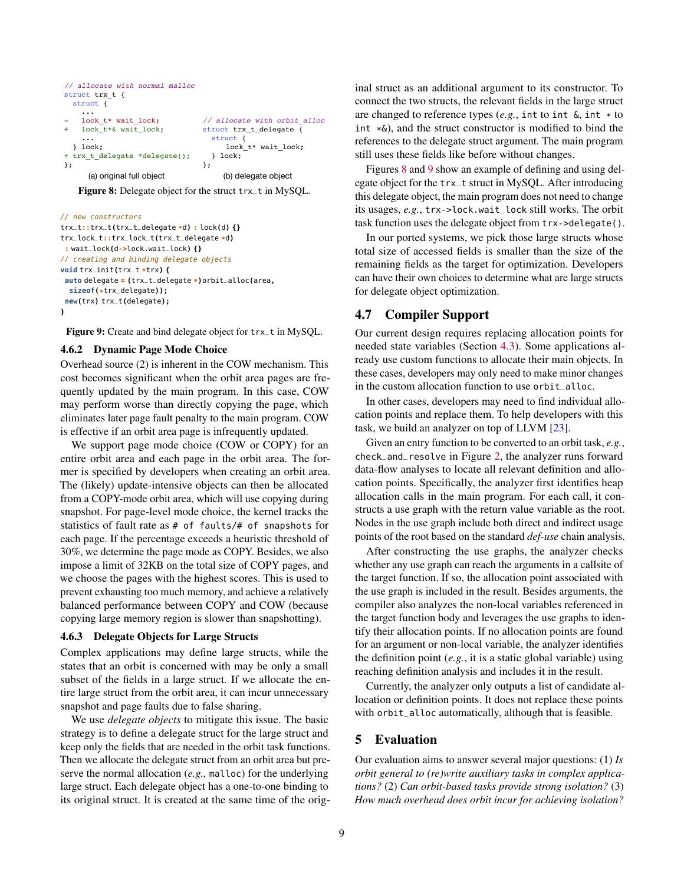```
// allocate with normal malloc
struct trx_t {
  struct {
    ...
-   lock_t* wait_lock;
+   lock_t*& wait_lock;
    ...
  } lock;
+ trx_t_delegate *delegate();
};
```

(a) original full object

```
// allocate with orbit_alloc
struct trx_t_delegate {
  struct {
    lock_t* wait_lock;
  } lock;
};
```

(b) delegate object

**Figure 8:** Delegate object for the struct `trx_t` in MySQL.

```
// new constructors
trx_t::trx_t(trx_t_delegate *d) : lock(d) {}
trx_lock_t::trx_lock_t(trx_t_delegate *d)
 : wait_lock(d->lock.wait_lock) {}
// creating and binding delegate objects
void trx_init(trx_t *trx) {
 auto delegate = (trx_t_delegate *)orbit_alloc(area,
   sizeof(*trx_delegate));
 new(trx) trx_t(delegate);
}
```

**Figure 9:** Create and bind delegate object for `trx_t` in MySQL.

### 4.6.2 Dynamic Page Mode Choice

Overhead source (2) is inherent in the COW mechanism. This cost becomes significant when the orbit area pages are frequently updated by the main program. In this case, COW may perform worse than directly copying the page, which eliminates later page fault penalty to the main program. COW is effective if an orbit area page is infrequently updated.

We support page mode choice (COW or COPY) for an entire orbit area and each page in the orbit area. The former is specified by developers when creating an orbit area. The (likely) update-intensive objects can then be allocated from a COPY-mode orbit area, which will use copying during snapshot. For page-level mode choice, the kernel tracks the statistics of fault rate as `# of faults/# of snapshots` for each page. If the percentage exceeds a heuristic threshold of 30%, we determine the page mode as COPY. Besides, we also impose a limit of 32KB on the total size of COPY pages, and we choose the pages with the highest scores. This is used to prevent exhausting too much memory, and achieve a relatively balanced performance between COPY and COW (because copying large memory region is slower than snapshotting).

### 4.6.3 Delegate Objects for Large Structs

Complex applications may define large structs, while the states that an orbit is concerned with may be only a small subset of the fields in a large struct. If we allocate the entire large struct from the orbit area, it can incur unnecessary snapshot and page faults due to false sharing.

We use *delegate objects* to mitigate this issue. The basic strategy is to define a delegate struct for the large struct and keep only the fields that are needed in the orbit task functions. Then we allocate the delegate struct from an orbit area but preserve the normal allocation (*e.g.,* `malloc`) for the underlying large struct. Each delegate object has a one-to-one binding to its original struct. It is created at the same time of the original struct as an additional argument to its constructor. To connect the two structs, the relevant fields in the large struct are changed to reference types (*e.g.*, `int` to `int &`, `int *` to `int *&`), and the struct constructor is modified to bind the references to the delegate struct argument. The main program still uses these fields like before without changes.

Figures 8 and 9 show an example of defining and using delegate object for the `trx_t` struct in MySQL. After introducing this delegate object, the main program does not need to change its usages, *e.g.*, `trx->lock.wait_lock` still works. The orbit task function uses the delegate object from `trx->delegate()`.

In our ported systems, we pick those large structs whose total size of accessed fields is smaller than the size of the remaining fields as the target for optimization. Developers can have their own choices to determine what are large structs for delegate object optimization.

## 4.7 Compiler Support

Our current design requires replacing allocation points for needed state variables (Section 4.3). Some applications already use custom functions to allocate their main objects. In these cases, developers may only need to make minor changes in the custom allocation function to use `orbit_alloc`.

In other cases, developers may need to find individual allocation points and replace them. To help developers with this task, we build an analyzer on top of LLVM [23].

Given an entry function to be converted to an orbit task, *e.g.*, `check_and_resolve` in Figure 2, the analyzer runs forward data-flow analyses to locate all relevant definition and allocation points. Specifically, the analyzer first identifies heap allocation calls in the main program. For each call, it constructs a use graph with the return value variable as the root. Nodes in the use graph include both direct and indirect usage points of the root based on the standard *def-use* chain analysis.

After constructing the use graphs, the analyzer checks whether any use graph can reach the arguments in a callsite of the target function. If so, the allocation point associated with the use graph is included in the result. Besides arguments, the compiler also analyzes the non-local variables referenced in the target function body and leverages the use graphs to identify their allocation points. If no allocation points are found for an argument or non-local variable, the analyzer identifies the definition point (*e.g.*, it is a static global variable) using reaching definition analysis and includes it in the result.

Currently, the analyzer only outputs a list of candidate allocation or definition points. It does not replace these points with `orbit_alloc` automatically, although that is feasible.

# 5 Evaluation

Our evaluation aims to answer several major questions: (1) *Is orbit general to (re)write auxiliary tasks in complex applications?* (2) *Can orbit-based tasks provide strong isolation?* (3) *How much overhead does orbit incur for achieving isolation?*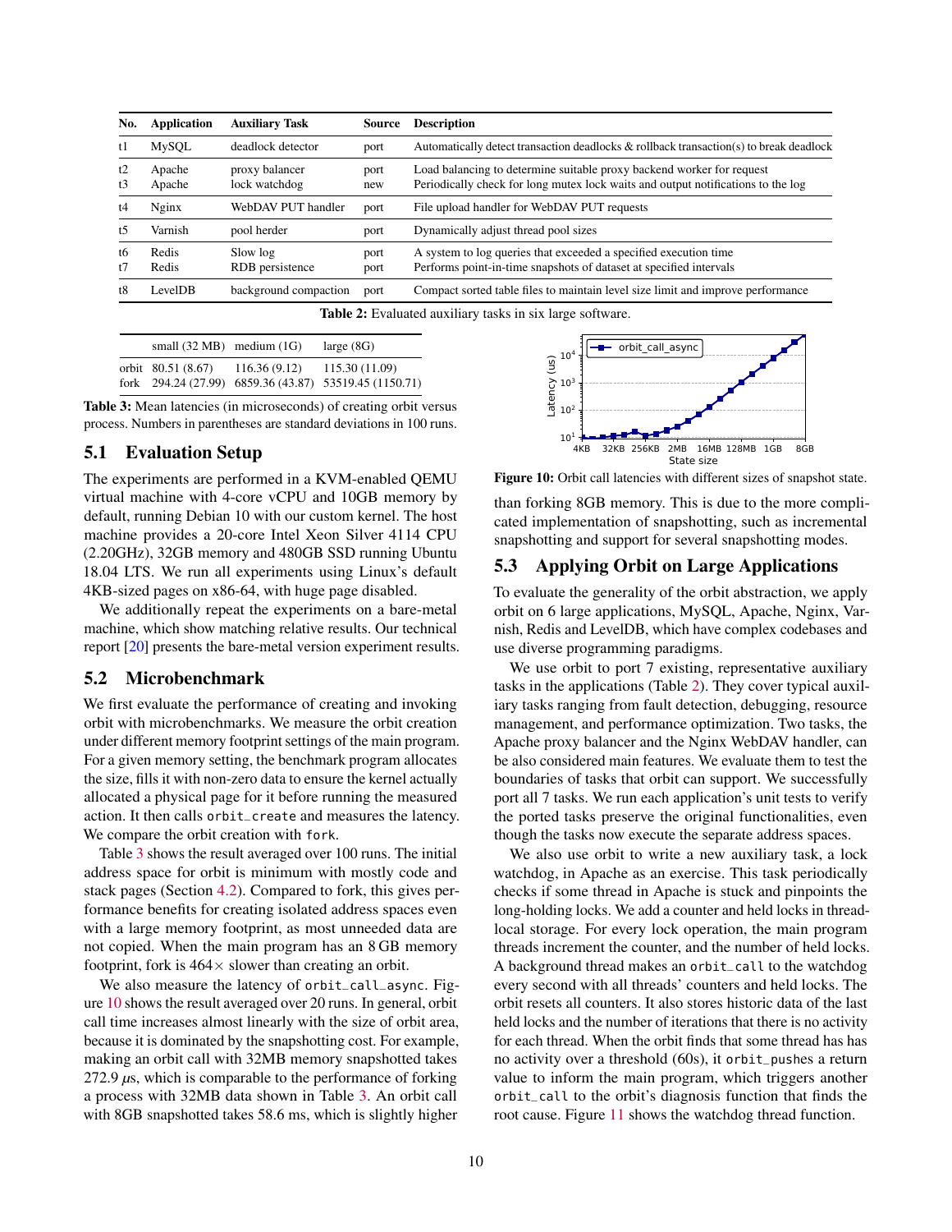| No. | Application | Auxiliary Task | Source | Description |
|---|---|---|---|---|
| t1 | MySQL | deadlock detector | port | Automatically detect transaction deadlocks & rollback transaction(s) to break deadlock |
| t2 | Apache | proxy balancer | port | Load balancing to determine suitable proxy backend worker for request |
| t3 | Apache | lock watchdog | new | Periodically check for long mutex lock waits and output notifications to the log |
| t4 | Nginx | WebDAV PUT handler | port | File upload handler for WebDAV PUT requests |
| t5 | Varnish | pool herder | port | Dynamically adjust thread pool sizes |
| t6 | Redis | Slow log | port | A system to log queries that exceeded a specified execution time |
| t7 | Redis | RDB persistence | port | Performs point-in-time snapshots of dataset at specified intervals |
| t8 | LevelDB | background compaction | port | Compact sorted table files to maintain level size limit and improve performance |

**Table 2:** Evaluated auxiliary tasks in six large software.

| | small (32 MB) | medium (1G) | large (8G) |
|---|---|---|---|
| orbit | 80.51 (8.67) | 116.36 (9.12) | 115.30 (11.09) |
| fork | 294.24 (27.99) | 6859.36 (43.87) | 53519.45 (1150.71) |

**Table 3:** Mean latencies (in microseconds) of creating orbit versus process. Numbers in parentheses are standard deviations in 100 runs.

## 5.1 Evaluation Setup

The experiments are performed in a KVM-enabled QEMU virtual machine with 4-core vCPU and 10GB memory by default, running Debian 10 with our custom kernel. The host machine provides a 20-core Intel Xeon Silver 4114 CPU (2.20GHz), 32GB memory and 480GB SSD running Ubuntu 18.04 LTS. We run all experiments using Linux's default 4KB-sized pages on x86-64, with huge page disabled.

We additionally repeat the experiments on a bare-metal machine, which show matching relative results. Our technical report [20] presents the bare-metal version experiment results.

## 5.2 Microbenchmark

We first evaluate the performance of creating and invoking orbit with microbenchmarks. We measure the orbit creation under different memory footprint settings of the main program. For a given memory setting, the benchmark program allocates the size, fills it with non-zero data to ensure the kernel actually allocated a physical page for it before running the measured action. It then calls `orbit_create` and measures the latency. We compare the orbit creation with `fork`.

Table 3 shows the result averaged over 100 runs. The initial address space for orbit is minimum with mostly code and stack pages (Section 4.2). Compared to fork, this gives performance benefits for creating isolated address spaces even with a large memory footprint, as most unneeded data are not copied. When the main program has an 8 GB memory footprint, fork is 464× slower than creating an orbit.

We also measure the latency of `orbit_call_async`. Figure 10 shows the result averaged over 20 runs. In general, orbit call time increases almost linearly with the size of orbit area, because it is dominated by the snapshotting cost. For example, making an orbit call with 32MB memory snapshotted takes 272.9 $\mu$s, which is comparable to the performance of forking a process with 32MB data shown in Table 3. An orbit call with 8GB snapshotted takes 58.6 ms, which is slightly higher than forking 8GB memory. This is due to the more complicated implementation of snapshotting, such as incremental snapshotting and support for several snapshotting modes.

**Figure 10:** Orbit call latencies with different sizes of snapshot state.

## 5.3 Applying Orbit on Large Applications

To evaluate the generality of the orbit abstraction, we apply orbit on 6 large applications, MySQL, Apache, Nginx, Varnish, Redis and LevelDB, which have complex codebases and use diverse programming paradigms.

We use orbit to port 7 existing, representative auxiliary tasks in the applications (Table 2). They cover typical auxiliary tasks ranging from fault detection, debugging, resource management, and performance optimization. Two tasks, the Apache proxy balancer and the Nginx WebDAV handler, can be also considered main features. We evaluate them to test the boundaries of tasks that orbit can support. We successfully port all 7 tasks. We run each application's unit tests to verify the ported tasks preserve the original functionalities, even though the tasks now execute the separate address spaces.

We also use orbit to write a new auxiliary task, a lock watchdog, in Apache as an exercise. This task periodically checks if some thread in Apache is stuck and pinpoints the long-holding locks. We add a counter and held locks in thread-local storage. For every lock operation, the main program threads increment the counter and the number of held locks. A background thread makes an `orbit_call` to the watchdog every second with all threads' counters and held locks. The orbit resets all counters. It also stores historic data of the last held locks and the number of iterations that there is no activity for each thread. When the orbit finds that some thread has has no activity over a threshold (60s), it `orbit_pushes` a return value to inform the main program, which triggers another `orbit_call` to the orbit's diagnosis function that finds the root cause. Figure 11 shows the watchdog thread function.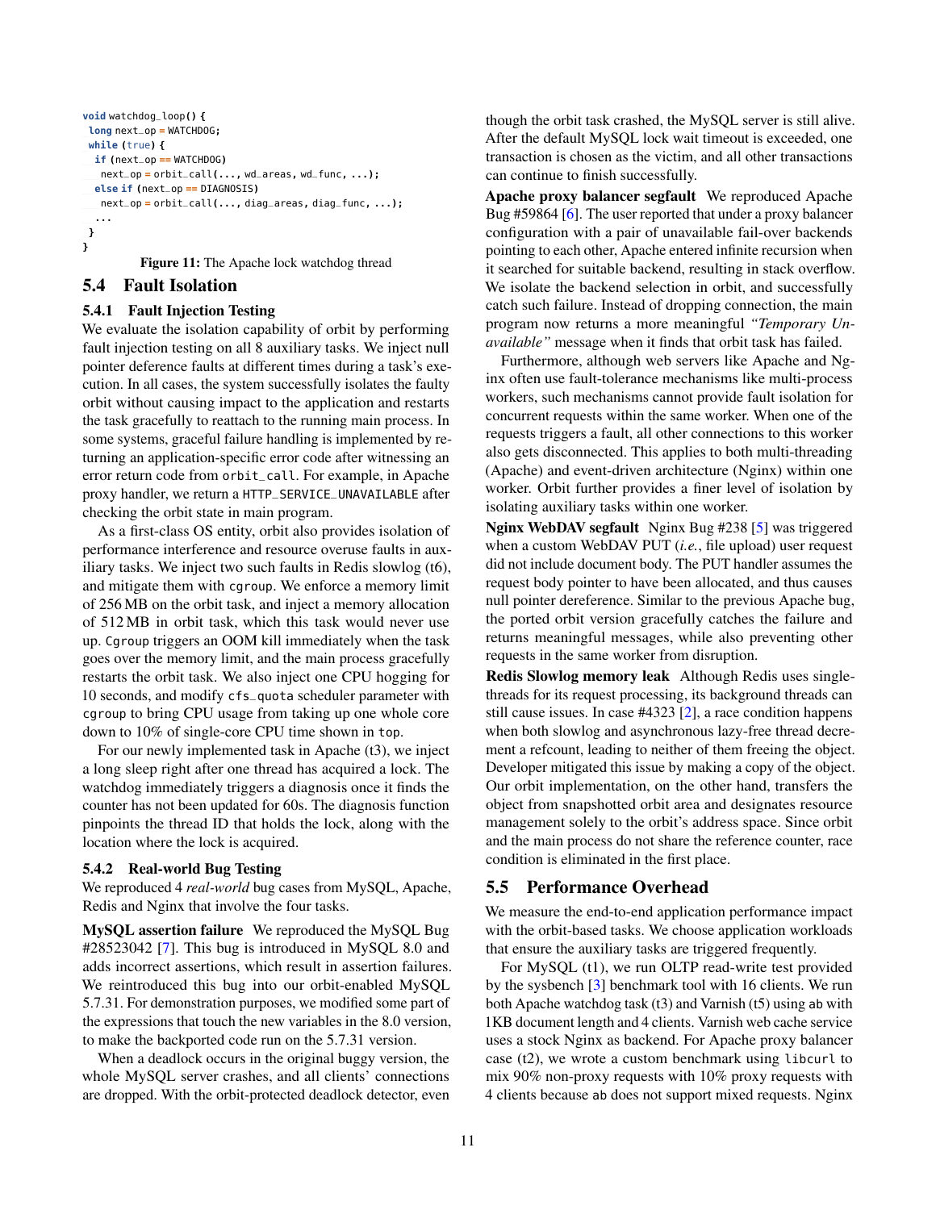```
void watchdog_loop() {
 long next_op = WATCHDOG;
 while (true) {
  if (next_op == WATCHDOG)
   next_op = orbit_call(..., wd_areas, wd_func, ...);
  else if (next_op == DIAGNOSIS)
   next_op = orbit_call(..., diag_areas, diag_func, ...);
  ...
 }
}
```

**Figure 11:** The Apache lock watchdog thread

## 5.4 Fault Isolation

### 5.4.1 Fault Injection Testing

We evaluate the isolation capability of orbit by performing fault injection testing on all 8 auxiliary tasks. We inject null pointer deference faults at different times during a task's execution. In all cases, the system successfully isolates the faulty orbit without causing impact to the application and restarts the task gracefully to reattach to the running main process. In some systems, graceful failure handling is implemented by returning an application-specific error code after witnessing an error return code from `orbit_call`. For example, in Apache proxy handler, we return a `HTTP_SERVICE_UNAVAILABLE` after checking the orbit state in main program.

As a first-class OS entity, orbit also provides isolation of performance interference and resource overuse faults in auxiliary tasks. We inject two such faults in Redis slowlog (t6), and mitigate them with `cgroup`. We enforce a memory limit of 256 MB on the orbit task, and inject a memory allocation of 512 MB in orbit task, which this task would never use up. `Cgroup` triggers an OOM kill immediately when the task goes over the memory limit, and the main process gracefully restarts the orbit task. We also inject one CPU hogging for 10 seconds, and modify `cfs_quota` scheduler parameter with `cgroup` to bring CPU usage from taking up one whole core down to 10% of single-core CPU time shown in `top`.

For our newly implemented task in Apache (t3), we inject a long sleep right after one thread has acquired a lock. The watchdog immediately triggers a diagnosis once it finds the counter has not been updated for 60s. The diagnosis function pinpoints the thread ID that holds the lock, along with the location where the lock is acquired.

### 5.4.2 Real-world Bug Testing

We reproduced 4 *real-world* bug cases from MySQL, Apache, Redis and Nginx that involve the four tasks.

**MySQL assertion failure** We reproduced the MySQL Bug #28523042 [7]. This bug is introduced in MySQL 8.0 and adds incorrect assertions, which result in assertion failures. We reintroduced this bug into our orbit-enabled MySQL 5.7.31. For demonstration purposes, we modified some part of the expressions that touch the new variables in the 8.0 version, to make the backported code run on the 5.7.31 version.

When a deadlock occurs in the original buggy version, the whole MySQL server crashes, and all clients' connections are dropped. With the orbit-protected deadlock detector, even though the orbit task crashed, the MySQL server is still alive. After the default MySQL lock wait timeout is exceeded, one transaction is chosen as the victim, and all other transactions can continue to finish successfully.

**Apache proxy balancer segfault** We reproduced Apache Bug #59864 [6]. The user reported that under a proxy balancer configuration with a pair of unavailable fail-over backends pointing to each other, Apache entered infinite recursion when it searched for suitable backend, resulting in stack overflow. We isolate the backend selection in orbit, and successfully catch such failure. Instead of dropping connection, the main program now returns a more meaningful *"Temporary Unavailable"* message when it finds that orbit task has failed.

Furthermore, although web servers like Apache and Nginx often use fault-tolerance mechanisms like multi-process workers, such mechanisms cannot provide fault isolation for concurrent requests within the same worker. When one of the requests triggers a fault, all other connections to this worker also gets disconnected. This applies to both multi-threading (Apache) and event-driven architecture (Nginx) within one worker. Orbit further provides a finer level of isolation by isolating auxiliary tasks within one worker.

**Nginx WebDAV segfault** Nginx Bug #238 [5] was triggered when a custom WebDAV PUT (*i.e.*, file upload) user request did not include document body. The PUT handler assumes the request body pointer to have been allocated, and thus causes null pointer dereference. Similar to the previous Apache bug, the ported orbit version gracefully catches the failure and returns meaningful messages, while also preventing other requests in the same worker from disruption.

**Redis Slowlog memory leak** Although Redis uses single-threads for its request processing, its background threads can still cause issues. In case #4323 [2], a race condition happens when both slowlog and asynchronous lazy-free thread decrement a refcount, leading to neither of them freeing the object. Developer mitigated this issue by making a copy of the object. Our orbit implementation, on the other hand, transfers the object from snapshotted orbit area and designates resource management solely to the orbit's address space. Since orbit and the main process do not share the reference counter, race condition is eliminated in the first place.

## 5.5 Performance Overhead

We measure the end-to-end application performance impact with the orbit-based tasks. We choose application workloads that ensure the auxiliary tasks are triggered frequently.

For MySQL (t1), we run OLTP read-write test provided by the sysbench [3] benchmark tool with 16 clients. We run both Apache watchdog task (t3) and Varnish (t5) using `ab` with 1KB document length and 4 clients. Varnish web cache service uses a stock Nginx as backend. For Apache proxy balancer case (t2), we wrote a custom benchmark using `libcurl` to mix 90% non-proxy requests with 10% proxy requests with 4 clients because `ab` does not support mixed requests. Nginx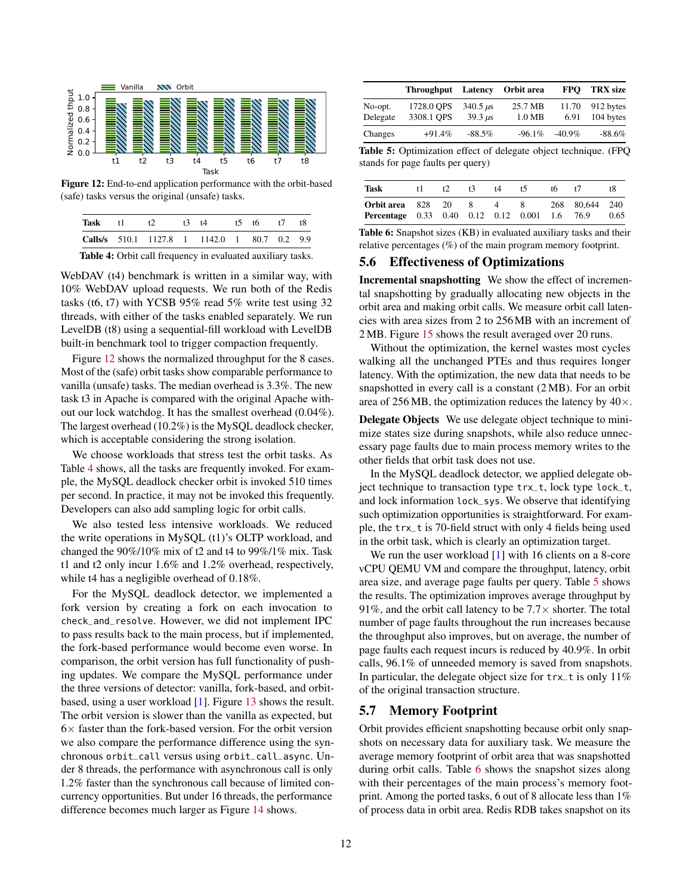Figure 12: End-to-end application performance with the orbit-based (safe) tasks versus the original (unsafe) tasks.

| Task | t1 | t2 | t3 | t4 | t5 | t6 | t7 | t8 |
|---|---|---|---|---|---|---|---|---|
| Calls/s | 510.1 | 1127.8 | 1 | 1142.0 | 1 | 80.7 | 0.2 | 9.9 |

Table 4: Orbit call frequency in evaluated auxiliary tasks.

WebDAV (t4) benchmark is written in a similar way, with 10% WebDAV upload requests. We run both of the Redis tasks (t6, t7) with YCSB 95% read 5% write test using 32 threads, with either of the tasks enabled separately. We run LevelDB (t8) using a sequential-fill workload with LevelDB built-in benchmark tool to trigger compaction frequently.

Figure 12 shows the normalized throughput for the 8 cases. Most of the (safe) orbit tasks show comparable performance to vanilla (unsafe) tasks. The median overhead is 3.3%. The new task t3 in Apache is compared with the original Apache without our lock watchdog. It has the smallest overhead (0.04%). The largest overhead (10.2%) is the MySQL deadlock checker, which is acceptable considering the strong isolation.

We choose workloads that stress test the orbit tasks. As Table 4 shows, all the tasks are frequently invoked. For example, the MySQL deadlock checker orbit is invoked 510 times per second. In practice, it may not be invoked this frequently. Developers can also add sampling logic for orbit calls.

We also tested less intensive workloads. We reduced the write operations in MySQL (t1)'s OLTP workload, and changed the 90%/10% mix of t2 and t4 to 99%/1% mix. Task t1 and t2 only incur 1.6% and 1.2% overhead, respectively, while t4 has a negligible overhead of 0.18%.

For the MySQL deadlock detector, we implemented a fork version by creating a fork on each invocation to `check_and_resolve`. However, we did not implement IPC to pass results back to the main process, but if implemented, the fork-based performance would become even worse. In comparison, the orbit version has full functionality of pushing updates. We compare the MySQL performance under the three versions of detector: vanilla, fork-based, and orbit-based, using a user workload [1]. Figure 13 shows the result. The orbit version is slower than the vanilla as expected, but 6× faster than the fork-based version. For the orbit version we also compare the performance difference using the synchronous `orbit_call` versus using `orbit_call_async`. Under 8 threads, the performance with asynchronous call is only 1.2% faster than the synchronous call because of limited concurrency opportunities. But under 16 threads, the performance difference becomes much larger as Figure 14 shows.

| | Throughput | Latency | Orbit area | FPQ | TRX size |
|---|---|---|---|---|---|
| No-opt. | 1728.0 QPS | 340.5 $\mu s$ | 25.7 MB | 11.70 | 912 bytes |
| Delegate | 3308.1 QPS | 39.3 $\mu s$ | 1.0 MB | 6.91 | 104 bytes |
| Changes | +91.4% | -88.5% | -96.1% | -40.9% | -88.6% |

Table 5: Optimization effect of delegate object technique. (FPQ stands for page faults per query)

| Task | t1 | t2 | t3 | t4 | t5 | t6 | t7 | t8 |
|---|---|---|---|---|---|---|---|---|
| Orbit area | 828 | 20 | 8 | 4 | 8 | 268 | 80,644 | 240 |
| Percentage | 0.33 | 0.40 | 0.12 | 0.12 | 0.001 | 1.6 | 76.9 | 0.65 |

Table 6: Snapshot sizes (KB) in evaluated auxiliary tasks and their relative percentages (%) of the main program memory footprint.

## 5.6 Effectiveness of Optimizations

**Incremental snapshotting** We show the effect of incremental snapshotting by gradually allocating new objects in the orbit area and making orbit calls. We measure orbit call latencies with area sizes from 2 to 256 MB with an increment of 2 MB. Figure 15 shows the result averaged over 20 runs.

Without the optimization, the kernel wastes most cycles walking all the unchanged PTEs and thus requires longer latency. With the optimization, the new data that needs to be snapshotted in every call is a constant (2 MB). For an orbit area of 256 MB, the optimization reduces the latency by 40×.

**Delegate Objects** We use delegate object technique to minimize states size during snapshots, while also reduce unnecessary page faults due to main process memory writes to the other fields that orbit task does not use.

In the MySQL deadlock detector, we applied delegate object technique to transaction type `trx_t`, lock type `lock_t`, and lock information `lock_sys`. We observe that identifying such optimization opportunities is straightforward. For example, the `trx_t` is 70-field struct with only 4 fields being used in the orbit task, which is clearly an optimization target.

We run the user workload [1] with 16 clients on a 8-core vCPU QEMU VM and compare the throughput, latency, orbit area size, and average page faults per query. Table 5 shows the results. The optimization improves average throughput by 91%, and the orbit call latency to be 7.7× shorter. The total number of page faults throughout the run increases because the throughput also improves, but on average, the number of page faults each request incurs is reduced by 40.9%. In orbit calls, 96.1% of unneeded memory is saved from snapshots. In particular, the delegate object size for `trx_t` is only 11% of the original transaction structure.

## 5.7 Memory Footprint

Orbit provides efficient snapshotting because orbit only snapshots on necessary data for auxiliary task. We measure the average memory footprint of orbit area that was snapshotted during orbit calls. Table 6 shows the snapshot sizes along with their percentages of the main process's memory footprint. Among the ported tasks, 6 out of 8 allocate less than 1% of process data in orbit area. Redis RDB takes snapshot on its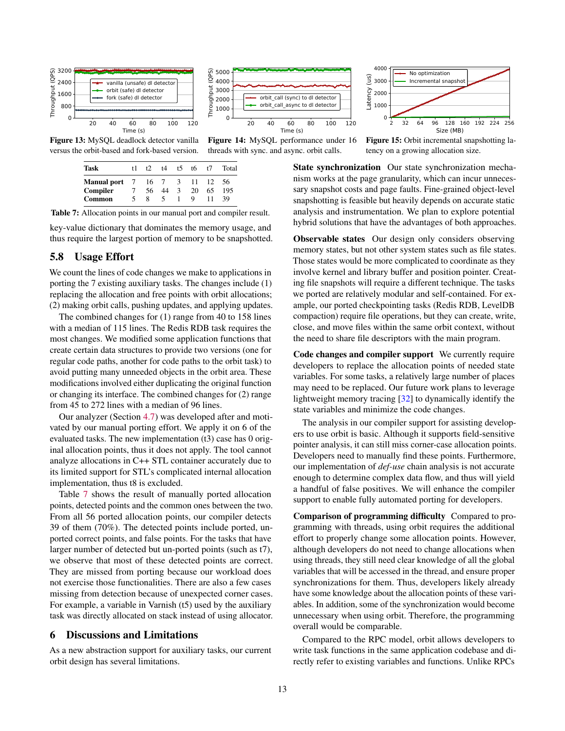Figure 13: MySQL deadlock detector vanilla versus the orbit-based and fork-based version.

Figure 14: MySQL performance under 16 threads with sync. and async. orbit calls.

Figure 15: Orbit incremental snapshotting latency on a growing allocation size.

| Task | t1 | t2 | t4 | t5 | t6 | t7 | Total |
|---|---|---|---|---|---|---|---|
| **Manual port** | 7 | 16 | 7 | 3 | 11 | 12 | 56 |
| **Compiler** | 7 | 56 | 44 | 3 | 20 | 65 | 195 |
| **Common** | 5 | 8 | 5 | 1 | 9 | 11 | 39 |

Table 7: Allocation points in our manual port and compiler result.

key-value dictionary that dominates the memory usage, and thus require the largest portion of memory to be snapshotted.

## 5.8 Usage Effort

We count the lines of code changes we make to applications in porting the 7 existing auxiliary tasks. The changes include (1) replacing the allocation and free points with orbit allocations; (2) making orbit calls, pushing updates, and applying updates.

The combined changes for (1) range from 40 to 158 lines with a median of 115 lines. The Redis RDB task requires the most changes. We modified some application functions that create certain data structures to provide two versions (one for regular code paths, another for code paths to the orbit task) to avoid putting many unneeded objects in the orbit area. These modifications involved either duplicating the original function or changing its interface. The combined changes for (2) range from 45 to 272 lines with a median of 96 lines.

Our analyzer (Section 4.7) was developed after and motivated by our manual porting effort. We apply it on 6 of the evaluated tasks. The new implementation (t3) case has 0 original allocation points, thus it does not apply. The tool cannot analyze allocations in C++ STL container accurately due to its limited support for STL's complicated internal allocation implementation, thus t8 is excluded.

Table 7 shows the result of manually ported allocation points, detected points and the common ones between the two. From all 56 ported allocation points, our compiler detects 39 of them (70%). The detected points include ported, unported correct points, and false points. For the tasks that have larger number of detected but un-ported points (such as t7), we observe that most of these detected points are correct. They are missed from porting because our workload does not exercise those functionalities. There are also a few cases missing from detection because of unexpected corner cases. For example, a variable in Varnish (t5) used by the auxiliary task was directly allocated on stack instead of using allocator.

# 6 Discussions and Limitations

As a new abstraction support for auxiliary tasks, our current orbit design has several limitations.

**State synchronization** Our state synchronization mechanism works at the page granularity, which can incur unnecessary snapshot costs and page faults. Fine-grained object-level snapshotting is feasible but heavily depends on accurate static analysis and instrumentation. We plan to explore potential hybrid solutions that have the advantages of both approaches.

**Observable states** Our design only considers observing memory states, but not other system states such as file states. Those states would be more complicated to coordinate as they involve kernel and library buffer and position pointer. Creating file snapshots will require a different technique. The tasks we ported are relatively modular and self-contained. For example, our ported checkpointing tasks (Redis RDB, LevelDB compaction) require file operations, but they can create, write, close, and move files within the same orbit context, without the need to share file descriptors with the main program.

**Code changes and compiler support** We currently require developers to replace the allocation points of needed state variables. For some tasks, a relatively large number of places may need to be replaced. Our future work plans to leverage lightweight memory tracing [32] to dynamically identify the state variables and minimize the code changes.

The analysis in our compiler support for assisting developers to use orbit is basic. Although it supports field-sensitive pointer analysis, it can still miss corner-case allocation points. Developers need to manually find these points. Furthermore, our implementation of *def-use* chain analysis is not accurate enough to determine complex data flow, and thus will yield a handful of false positives. We will enhance the compiler support to enable fully automated porting for developers.

**Comparison of programming difficulty** Compared to programming with threads, using orbit requires the additional effort to properly change some allocation points. However, although developers do not need to change allocations when using threads, they still need clear knowledge of all the global variables that will be accessed in the thread, and ensure proper synchronizations for them. Thus, developers likely already have some knowledge about the allocation points of these variables. In addition, some of the synchronization would become unnecessary when using orbit. Therefore, the programming overall would be comparable.

Compared to the RPC model, orbit allows developers to write task functions in the same application codebase and directly refer to existing variables and functions. Unlike RPCs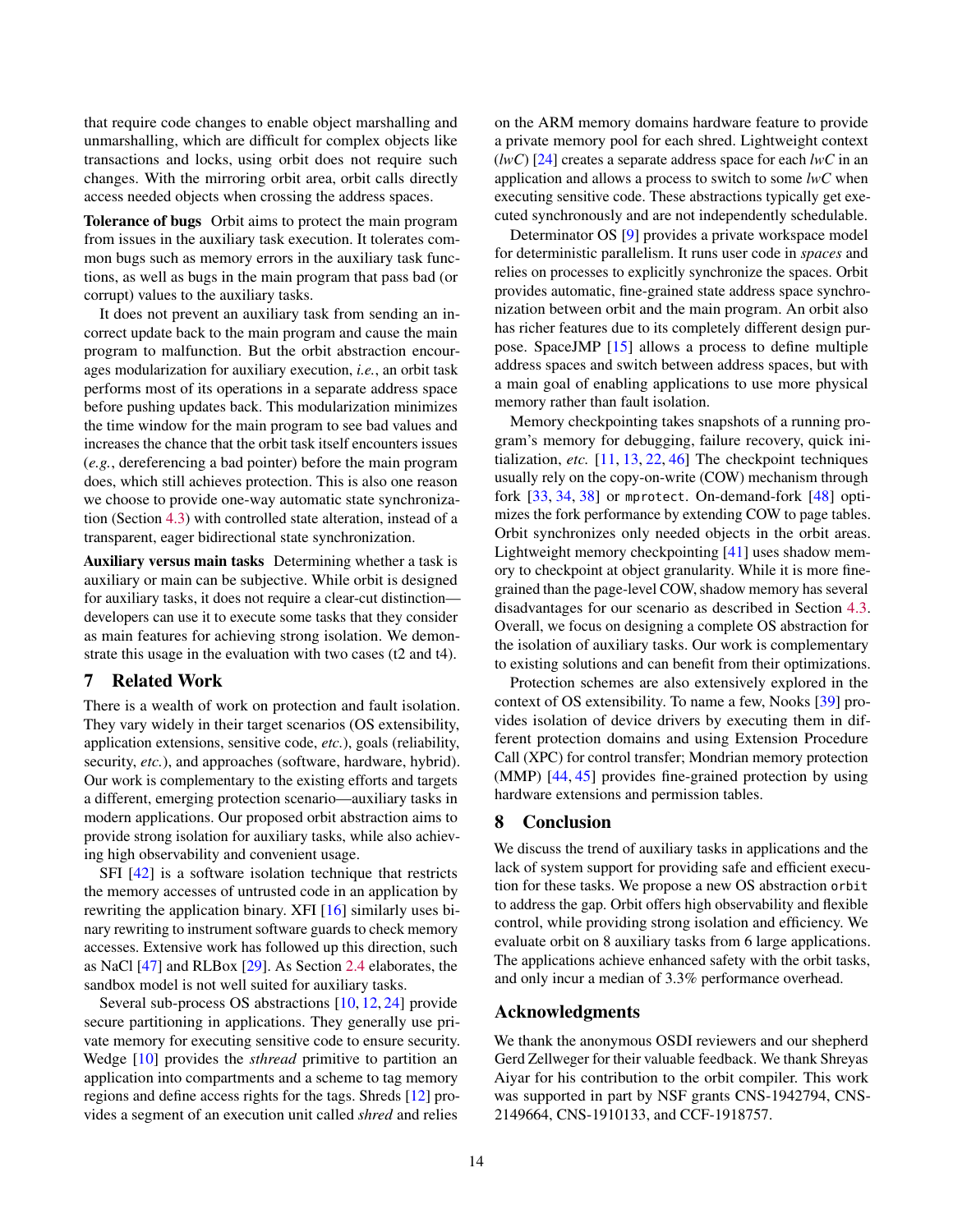that require code changes to enable object marshalling and unmarshalling, which are difficult for complex objects like transactions and locks, using orbit does not require such changes. With the mirroring orbit area, orbit calls directly access needed objects when crossing the address spaces.

**Tolerance of bugs** Orbit aims to protect the main program from issues in the auxiliary task execution. It tolerates common bugs such as memory errors in the auxiliary task functions, as well as bugs in the main program that pass bad (or corrupt) values to the auxiliary tasks.

It does not prevent an auxiliary task from sending an incorrect update back to the main program and cause the main program to malfunction. But the orbit abstraction encourages modularization for auxiliary execution, *i.e.*, an orbit task performs most of its operations in a separate address space before pushing updates back. This modularization minimizes the time window for the main program to see bad values and increases the chance that the orbit task itself encounters issues (*e.g.*, dereferencing a bad pointer) before the main program does, which still achieves protection. This is also one reason we choose to provide one-way automatic state synchronization (Section 4.3) with controlled state alteration, instead of a transparent, eager bidirectional state synchronization.

**Auxiliary versus main tasks** Determining whether a task is auxiliary or main can be subjective. While orbit is designed for auxiliary tasks, it does not require a clear-cut distinction—developers can use it to execute some tasks that they consider as main features for achieving strong isolation. We demonstrate this usage in the evaluation with two cases (t2 and t4).

## 7 Related Work

There is a wealth of work on protection and fault isolation. They vary widely in their target scenarios (OS extensibility, application extensions, sensitive code, *etc.*), goals (reliability, security, *etc.*), and approaches (software, hardware, hybrid). Our work is complementary to the existing efforts and targets a different, emerging protection scenario—auxiliary tasks in modern applications. Our proposed orbit abstraction aims to provide strong isolation for auxiliary tasks, while also achieving high observability and convenient usage.

SFI [42] is a software isolation technique that restricts the memory accesses of untrusted code in an application by rewriting the application binary. XFI [16] similarly uses binary rewriting to instrument software guards to check memory accesses. Extensive work has followed up this direction, such as NaCl [47] and RLBox [29]. As Section 2.4 elaborates, the sandbox model is not well suited for auxiliary tasks.

Several sub-process OS abstractions [10, 12, 24] provide secure partitioning in applications. They generally use private memory for executing sensitive code to ensure security. Wedge [10] provides the *sthread* primitive to partition an application into compartments and a scheme to tag memory regions and define access rights for the tags. Shreds [12] provides a segment of an execution unit called *shred* and relies on the ARM memory domains hardware feature to provide a private memory pool for each shred. Lightweight context (*lwC*) [24] creates a separate address space for each *lwC* in an application and allows a process to switch to some *lwC* when executing sensitive code. These abstractions typically get executed synchronously and are not independently schedulable.

Determinator OS [9] provides a private workspace model for deterministic parallelism. It runs user code in *spaces* and relies on processes to explicitly synchronize the spaces. Orbit provides automatic, fine-grained state address space synchronization between orbit and the main program. An orbit also has richer features due to its completely different design purpose. SpaceJMP [15] allows a process to define multiple address spaces and switch between address spaces, but with a main goal of enabling applications to use more physical memory rather than fault isolation.

Memory checkpointing takes snapshots of a running program's memory for debugging, failure recovery, quick initialization, *etc.* [11, 13, 22, 46] The checkpoint techniques usually rely on the copy-on-write (COW) mechanism through fork [33, 34, 38] or `mprotect`. On-demand-fork [48] optimizes the fork performance by extending COW to page tables. Orbit synchronizes only needed objects in the orbit areas. Lightweight memory checkpointing [41] uses shadow memory to checkpoint at object granularity. While it is more fine-grained than the page-level COW, shadow memory has several disadvantages for our scenario as described in Section 4.3. Overall, we focus on designing a complete OS abstraction for the isolation of auxiliary tasks. Our work is complementary to existing solutions and can benefit from their optimizations.

Protection schemes are also extensively explored in the context of OS extensibility. To name a few, Nooks [39] provides isolation of device drivers by executing them in different protection domains and using Extension Procedure Call (XPC) for control transfer; Mondrian memory protection (MMP) [44, 45] provides fine-grained protection by using hardware extensions and permission tables.

## 8 Conclusion

We discuss the trend of auxiliary tasks in applications and the lack of system support for providing safe and efficient execution for these tasks. We propose a new OS abstraction `orbit` to address the gap. Orbit offers high observability and flexible control, while providing strong isolation and efficiency. We evaluate orbit on 8 auxiliary tasks from 6 large applications. The applications achieve enhanced safety with the orbit tasks, and only incur a median of 3.3% performance overhead.

## Acknowledgments

We thank the anonymous OSDI reviewers and our shepherd Gerd Zellweger for their valuable feedback. We thank Shreyas Aiyar for his contribution to the orbit compiler. This work was supported in part by NSF grants CNS-1942794, CNS-2149664, CNS-1910133, and CCF-1918757.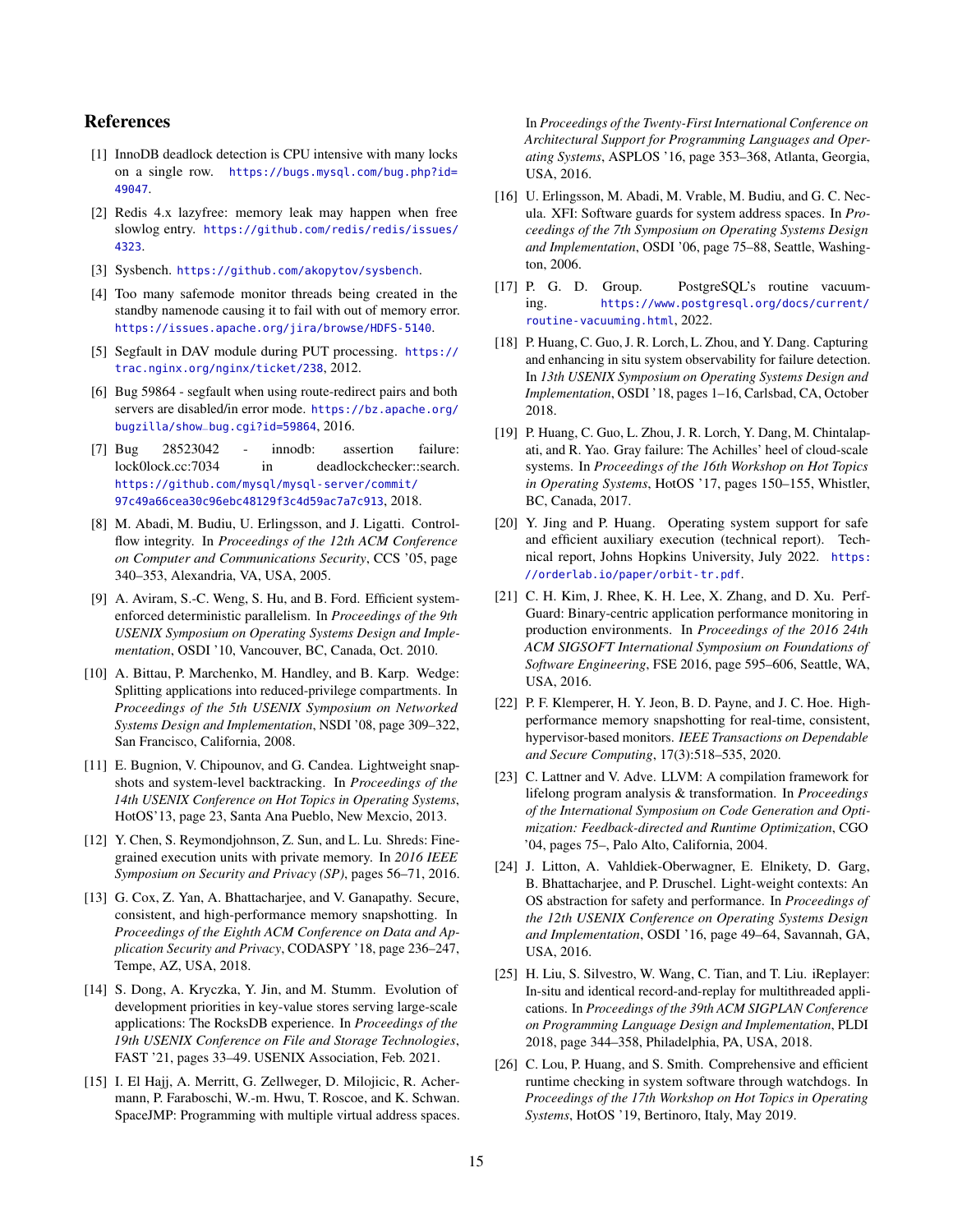## References

[1] InnoDB deadlock detection is CPU intensive with many locks on a single row. https://bugs.mysql.com/bug.php?id=49047.

[2] Redis 4.x lazyfree: memory leak may happen when free slowlog entry. https://github.com/redis/redis/issues/4323.

[3] Sysbench. https://github.com/akopytov/sysbench.

[4] Too many safemode monitor threads being created in the standby namenode causing it to fail with out of memory error. https://issues.apache.org/jira/browse/HDFS-5140.

[5] Segfault in DAV module during PUT processing. https://trac.nginx.org/nginx/ticket/238, 2012.

[6] Bug 59864 - segfault when using route-redirect pairs and both servers are disabled/in error mode. https://bz.apache.org/bugzilla/show_bug.cgi?id=59864, 2016.

[7] Bug 28523042 - innodb: assertion failure: lock0lock.cc:7034 in deadlockchecker::search. https://github.com/mysql/mysql-server/commit/97c49a66cea30c96ebc48129f3c4d59ac7a7c913, 2018.

[8] M. Abadi, M. Budiu, U. Erlingsson, and J. Ligatti. Control-flow integrity. In *Proceedings of the 12th ACM Conference on Computer and Communications Security*, CCS '05, page 340–353, Alexandria, VA, USA, 2005.

[9] A. Aviram, S.-C. Weng, S. Hu, and B. Ford. Efficient system-enforced deterministic parallelism. In *Proceedings of the 9th USENIX Symposium on Operating Systems Design and Implementation*, OSDI '10, Vancouver, BC, Canada, Oct. 2010.

[10] A. Bittau, P. Marchenko, M. Handley, and B. Karp. Wedge: Splitting applications into reduced-privilege compartments. In *Proceedings of the 5th USENIX Symposium on Networked Systems Design and Implementation*, NSDI '08, page 309–322, San Francisco, California, 2008.

[11] E. Bugnion, V. Chipounov, and G. Candea. Lightweight snapshots and system-level backtracking. In *Proceedings of the 14th USENIX Conference on Hot Topics in Operating Systems*, HotOS'13, page 23, Santa Ana Pueblo, New Mexcio, 2013.

[12] Y. Chen, S. Reymondjohnson, Z. Sun, and L. Lu. Shreds: Fine-grained execution units with private memory. In *2016 IEEE Symposium on Security and Privacy (SP)*, pages 56–71, 2016.

[13] G. Cox, Z. Yan, A. Bhattacharjee, and V. Ganapathy. Secure, consistent, and high-performance memory snapshotting. In *Proceedings of the Eighth ACM Conference on Data and Application Security and Privacy*, CODASPY '18, page 236–247, Tempe, AZ, USA, 2018.

[14] S. Dong, A. Kryczka, Y. Jin, and M. Stumm. Evolution of development priorities in key-value stores serving large-scale applications: The RocksDB experience. In *Proceedings of the 19th USENIX Conference on File and Storage Technologies*, FAST '21, pages 33–49. USENIX Association, Feb. 2021.

[15] I. El Hajj, A. Merritt, G. Zellweger, D. Milojicic, R. Achermann, P. Faraboschi, W.-m. Hwu, T. Roscoe, and K. Schwan. SpaceJMP: Programming with multiple virtual address spaces. In *Proceedings of the Twenty-First International Conference on Architectural Support for Programming Languages and Operating Systems*, ASPLOS '16, page 353–368, Atlanta, Georgia, USA, 2016.

[16] U. Erlingsson, M. Abadi, M. Vrable, M. Budiu, and G. C. Necula. XFI: Software guards for system address spaces. In *Proceedings of the 7th Symposium on Operating Systems Design and Implementation*, OSDI '06, page 75–88, Seattle, Washington, 2006.

[17] P. G. D. Group. PostgreSQL's routine vacuuming. https://www.postgresql.org/docs/current/routine-vacuuming.html, 2022.

[18] P. Huang, C. Guo, J. R. Lorch, L. Zhou, and Y. Dang. Capturing and enhancing in situ system observability for failure detection. In *13th USENIX Symposium on Operating Systems Design and Implementation*, OSDI '18, pages 1–16, Carlsbad, CA, October 2018.

[19] P. Huang, C. Guo, L. Zhou, J. R. Lorch, Y. Dang, M. Chintalapati, and R. Yao. Gray failure: The Achilles' heel of cloud-scale systems. In *Proceedings of the 16th Workshop on Hot Topics in Operating Systems*, HotOS '17, pages 150–155, Whistler, BC, Canada, 2017.

[20] Y. Jing and P. Huang. Operating system support for safe and efficient auxiliary execution (technical report). Technical report, Johns Hopkins University, July 2022. https://orderlab.io/paper/orbit-tr.pdf.

[21] C. H. Kim, J. Rhee, K. H. Lee, X. Zhang, and D. Xu. PerfGuard: Binary-centric application performance monitoring in production environments. In *Proceedings of the 2016 24th ACM SIGSOFT International Symposium on Foundations of Software Engineering*, FSE 2016, page 595–606, Seattle, WA, USA, 2016.

[22] P. F. Klemperer, H. Y. Jeon, B. D. Payne, and J. C. Hoe. High-performance memory snapshotting for real-time, consistent, hypervisor-based monitors. *IEEE Transactions on Dependable and Secure Computing*, 17(3):518–535, 2020.

[23] C. Lattner and V. Adve. LLVM: A compilation framework for lifelong program analysis & transformation. In *Proceedings of the International Symposium on Code Generation and Optimization: Feedback-directed and Runtime Optimization*, CGO '04, pages 75–, Palo Alto, California, 2004.

[24] J. Litton, A. Vahldiek-Oberwagner, E. Elnikety, D. Garg, B. Bhattacharjee, and P. Druschel. Light-weight contexts: An OS abstraction for safety and performance. In *Proceedings of the 12th USENIX Conference on Operating Systems Design and Implementation*, OSDI '16, page 49–64, Savannah, GA, USA, 2016.

[25] H. Liu, S. Silvestro, W. Wang, C. Tian, and T. Liu. iReplayer: In-situ and identical record-and-replay for multithreaded applications. In *Proceedings of the 39th ACM SIGPLAN Conference on Programming Language Design and Implementation*, PLDI 2018, page 344–358, Philadelphia, PA, USA, 2018.

[26] C. Lou, P. Huang, and S. Smith. Comprehensive and efficient runtime checking in system software through watchdogs. In *Proceedings of the 17th Workshop on Hot Topics in Operating Systems*, HotOS '19, Bertinoro, Italy, May 2019.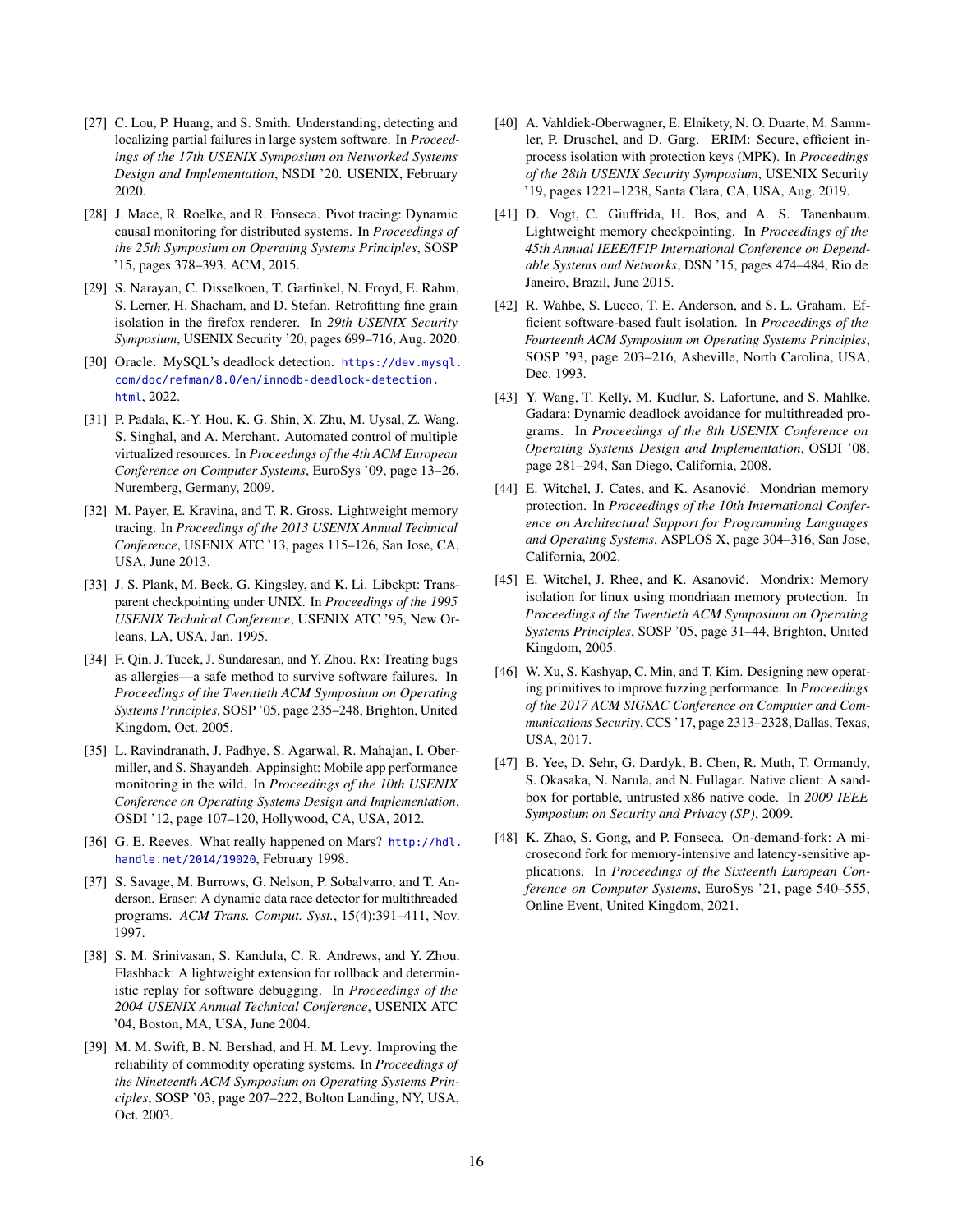[27] C. Lou, P. Huang, and S. Smith. Understanding, detecting and localizing partial failures in large system software. In *Proceedings of the 17th USENIX Symposium on Networked Systems Design and Implementation*, NSDI '20. USENIX, February 2020.

[28] J. Mace, R. Roelke, and R. Fonseca. Pivot tracing: Dynamic causal monitoring for distributed systems. In *Proceedings of the 25th Symposium on Operating Systems Principles*, SOSP '15, pages 378–393. ACM, 2015.

[29] S. Narayan, C. Disselkoen, T. Garfinkel, N. Froyd, E. Rahm, S. Lerner, H. Shacham, and D. Stefan. Retrofitting fine grain isolation in the firefox renderer. In *29th USENIX Security Symposium*, USENIX Security '20, pages 699–716, Aug. 2020.

[30] Oracle. MySQL's deadlock detection. https://dev.mysql.com/doc/refman/8.0/en/innodb-deadlock-detection.html, 2022.

[31] P. Padala, K.-Y. Hou, K. G. Shin, X. Zhu, M. Uysal, Z. Wang, S. Singhal, and A. Merchant. Automated control of multiple virtualized resources. In *Proceedings of the 4th ACM European Conference on Computer Systems*, EuroSys '09, page 13–26, Nuremberg, Germany, 2009.

[32] M. Payer, E. Kravina, and T. R. Gross. Lightweight memory tracing. In *Proceedings of the 2013 USENIX Annual Technical Conference*, USENIX ATC '13, pages 115–126, San Jose, CA, USA, June 2013.

[33] J. S. Plank, M. Beck, G. Kingsley, and K. Li. Libckpt: Transparent checkpointing under UNIX. In *Proceedings of the 1995 USENIX Technical Conference*, USENIX ATC '95, New Orleans, LA, USA, Jan. 1995.

[34] F. Qin, J. Tucek, J. Sundaresan, and Y. Zhou. Rx: Treating bugs as allergies—a safe method to survive software failures. In *Proceedings of the Twentieth ACM Symposium on Operating Systems Principles*, SOSP '05, page 235–248, Brighton, United Kingdom, Oct. 2005.

[35] L. Ravindranath, J. Padhye, S. Agarwal, R. Mahajan, I. Obermiller, and S. Shayandeh. Appinsight: Mobile app performance monitoring in the wild. In *Proceedings of the 10th USENIX Conference on Operating Systems Design and Implementation*, OSDI '12, page 107–120, Hollywood, CA, USA, 2012.

[36] G. E. Reeves. What really happened on Mars? http://hdl.handle.net/2014/19020, February 1998.

[37] S. Savage, M. Burrows, G. Nelson, P. Sobalvarro, and T. Anderson. Eraser: A dynamic data race detector for multithreaded programs. *ACM Trans. Comput. Syst.*, 15(4):391–411, Nov. 1997.

[38] S. M. Srinivasan, S. Kandula, C. R. Andrews, and Y. Zhou. Flashback: A lightweight extension for rollback and deterministic replay for software debugging. In *Proceedings of the 2004 USENIX Annual Technical Conference*, USENIX ATC '04, Boston, MA, USA, June 2004.

[39] M. M. Swift, B. N. Bershad, and H. M. Levy. Improving the reliability of commodity operating systems. In *Proceedings of the Nineteenth ACM Symposium on Operating Systems Principles*, SOSP '03, page 207–222, Bolton Landing, NY, USA, Oct. 2003.

[40] A. Vahldiek-Oberwagner, E. Elnikety, N. O. Duarte, M. Sammler, P. Druschel, and D. Garg. ERIM: Secure, efficient in-process isolation with protection keys (MPK). In *Proceedings of the 28th USENIX Security Symposium*, USENIX Security '19, pages 1221–1238, Santa Clara, CA, USA, Aug. 2019.

[41] D. Vogt, C. Giuffrida, H. Bos, and A. S. Tanenbaum. Lightweight memory checkpointing. In *Proceedings of the 45th Annual IEEE/IFIP International Conference on Dependable Systems and Networks*, DSN '15, pages 474–484, Rio de Janeiro, Brazil, June 2015.

[42] R. Wahbe, S. Lucco, T. E. Anderson, and S. L. Graham. Efficient software-based fault isolation. In *Proceedings of the Fourteenth ACM Symposium on Operating Systems Principles*, SOSP '93, page 203–216, Asheville, North Carolina, USA, Dec. 1993.

[43] Y. Wang, T. Kelly, M. Kudlur, S. Lafortune, and S. Mahlke. Gadara: Dynamic deadlock avoidance for multithreaded programs. In *Proceedings of the 8th USENIX Conference on Operating Systems Design and Implementation*, OSDI '08, page 281–294, San Diego, California, 2008.

[44] E. Witchel, J. Cates, and K. Asanović. Mondrian memory protection. In *Proceedings of the 10th International Conference on Architectural Support for Programming Languages and Operating Systems*, ASPLOS X, page 304–316, San Jose, California, 2002.

[45] E. Witchel, J. Rhee, and K. Asanović. Mondrix: Memory isolation for linux using mondriaan memory protection. In *Proceedings of the Twentieth ACM Symposium on Operating Systems Principles*, SOSP '05, page 31–44, Brighton, United Kingdom, 2005.

[46] W. Xu, S. Kashyap, C. Min, and T. Kim. Designing new operating primitives to improve fuzzing performance. In *Proceedings of the 2017 ACM SIGSAC Conference on Computer and Communications Security*, CCS '17, page 2313–2328, Dallas, Texas, USA, 2017.

[47] B. Yee, D. Sehr, G. Dardyk, B. Chen, R. Muth, T. Ormandy, S. Okasaka, N. Narula, and N. Fullagar. Native client: A sandbox for portable, untrusted x86 native code. In *2009 IEEE Symposium on Security and Privacy (SP)*, 2009.

[48] K. Zhao, S. Gong, and P. Fonseca. On-demand-fork: A microsecond fork for memory-intensive and latency-sensitive applications. In *Proceedings of the Sixteenth European Conference on Computer Systems*, EuroSys '21, page 540–555, Online Event, United Kingdom, 2021.